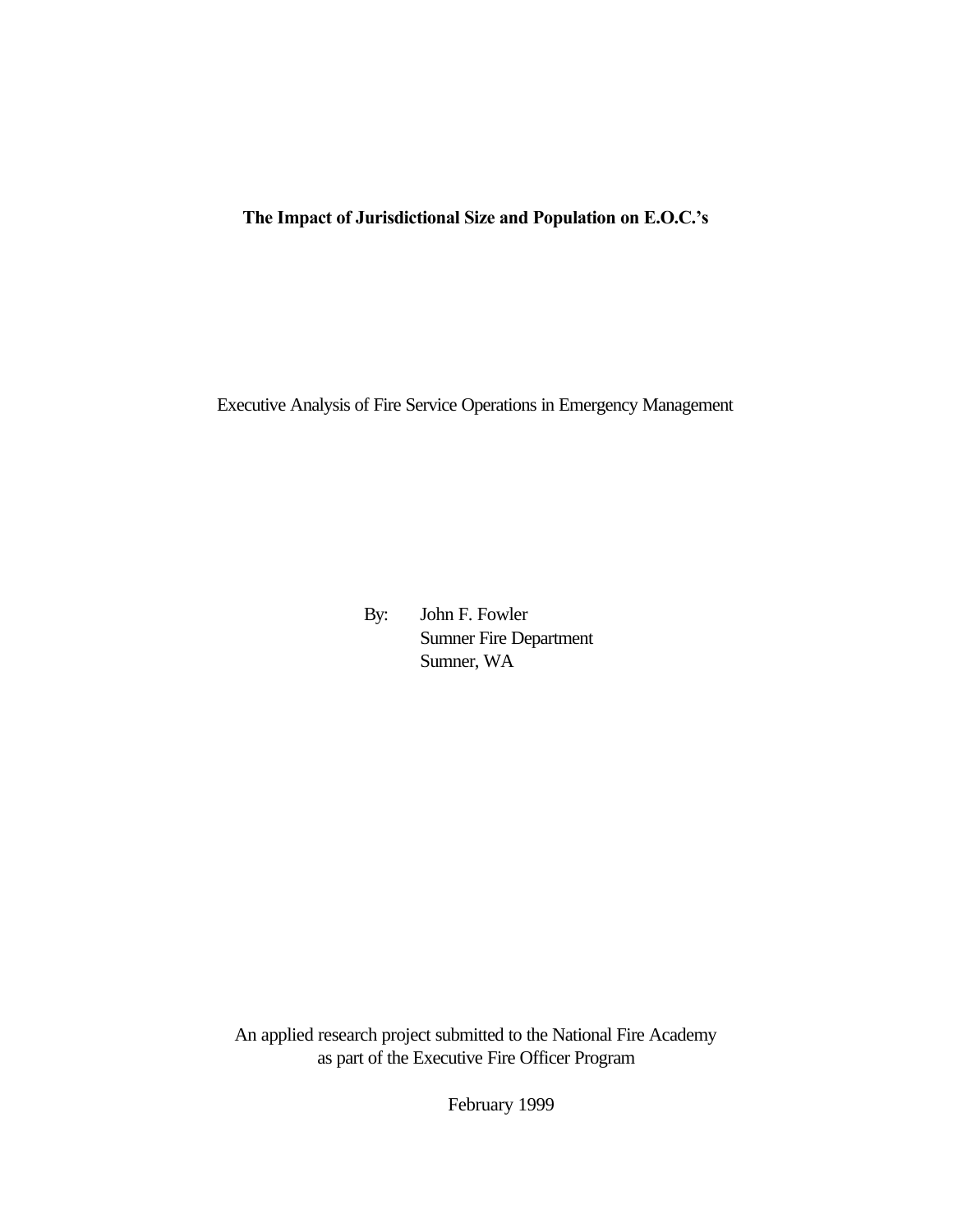# The Impact of Jurisdictional Size and Population on E.O.C.'s

Executive Analysis of Fire Service Operations in Emergency Management

By: John F. Fowler
Sumner Fire Department
Sumner, WA

An applied research project submitted to the National Fire Academy
as part of the Executive Fire Officer Program

February 1999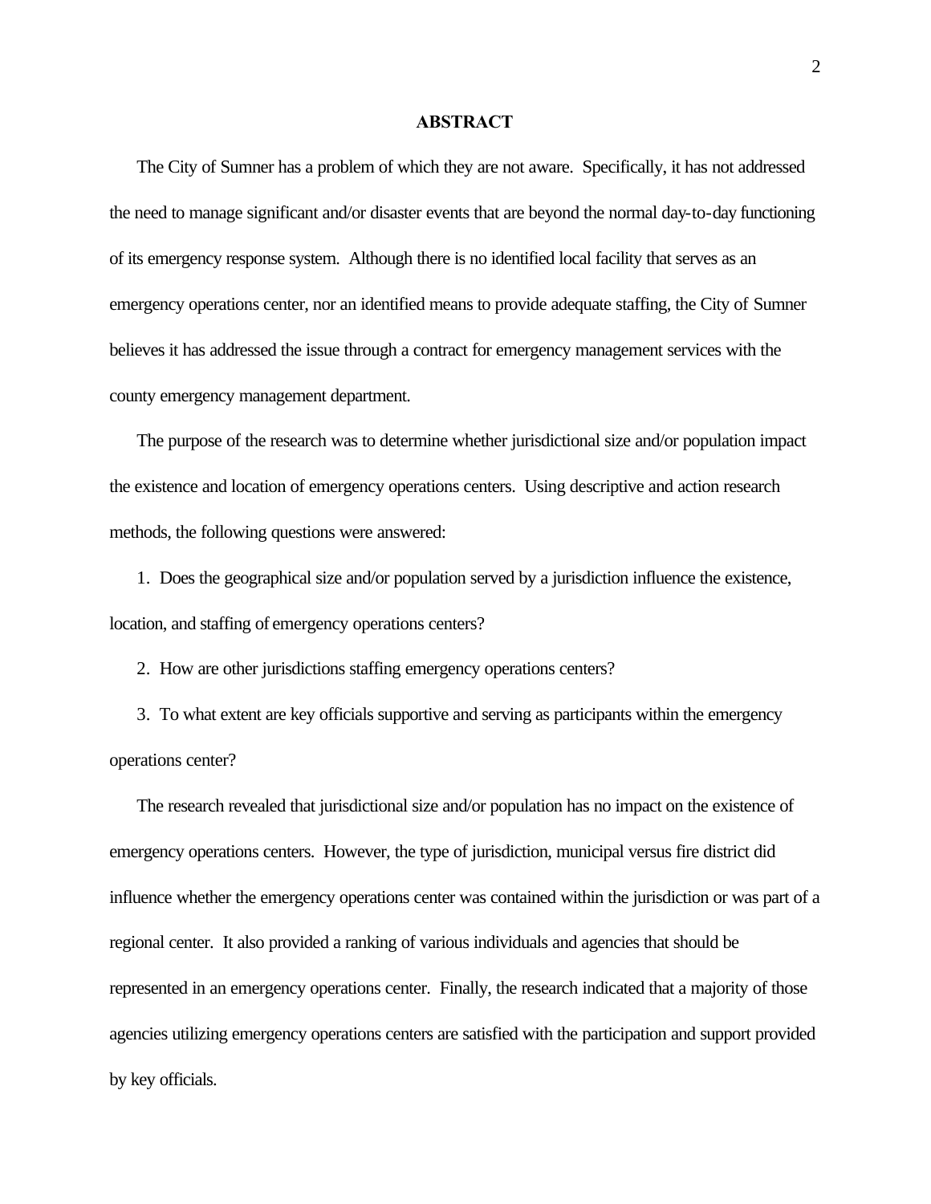## ABSTRACT

The City of Sumner has a problem of which they are not aware. Specifically, it has not addressed the need to manage significant and/or disaster events that are beyond the normal day-to-day functioning of its emergency response system. Although there is no identified local facility that serves as an emergency operations center, nor an identified means to provide adequate staffing, the City of Sumner believes it has addressed the issue through a contract for emergency management services with the county emergency management department.

The purpose of the research was to determine whether jurisdictional size and/or population impact the existence and location of emergency operations centers. Using descriptive and action research methods, the following questions were answered:

1. Does the geographical size and/or population served by a jurisdiction influence the existence, location, and staffing of emergency operations centers?

2. How are other jurisdictions staffing emergency operations centers?

3. To what extent are key officials supportive and serving as participants within the emergency operations center?

The research revealed that jurisdictional size and/or population has no impact on the existence of emergency operations centers. However, the type of jurisdiction, municipal versus fire district did influence whether the emergency operations center was contained within the jurisdiction or was part of a regional center. It also provided a ranking of various individuals and agencies that should be represented in an emergency operations center. Finally, the research indicated that a majority of those agencies utilizing emergency operations centers are satisfied with the participation and support provided by key officials.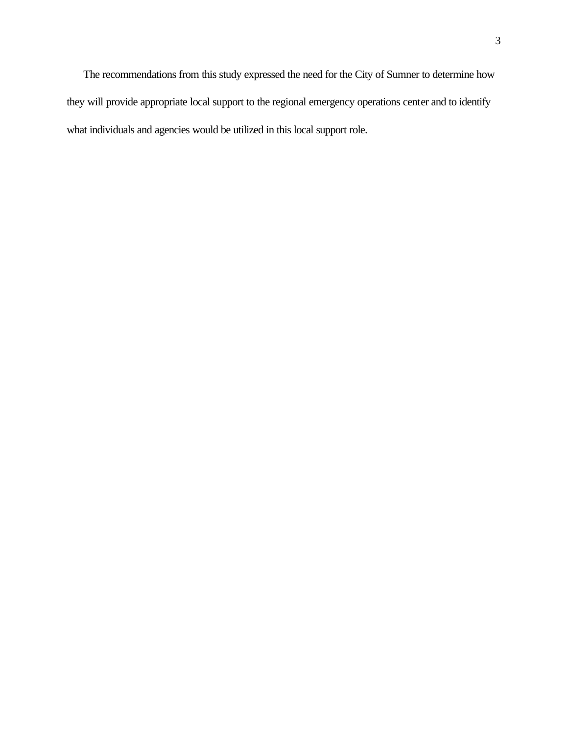The recommendations from this study expressed the need for the City of Sumner to determine how they will provide appropriate local support to the regional emergency operations center and to identify what individuals and agencies would be utilized in this local support role.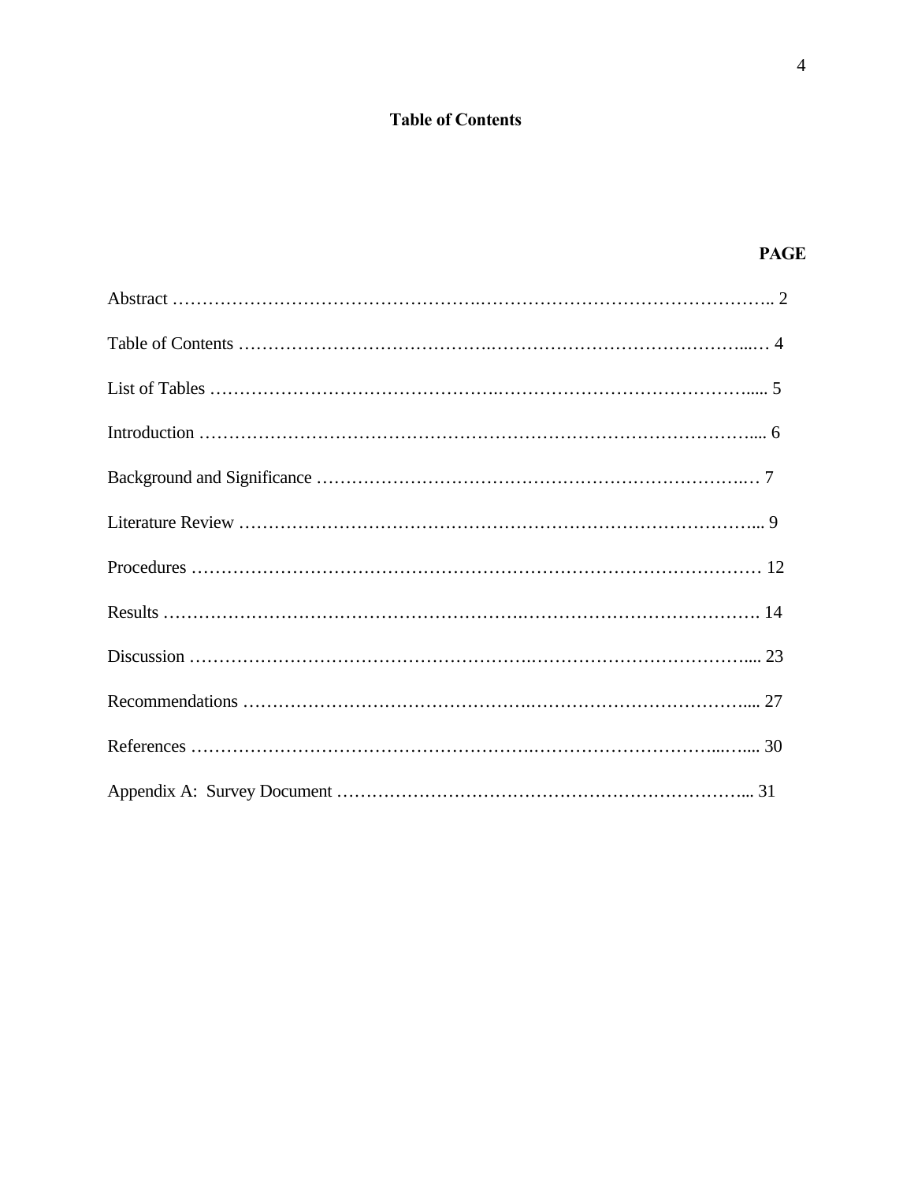# Table of Contents

| | PAGE |
|---|---|
| Abstract | 2 |
| Table of Contents | 4 |
| List of Tables | 5 |
| Introduction | 6 |
| Background and Significance | 7 |
| Literature Review | 9 |
| Procedures | 12 |
| Results | 14 |
| Discussion | 23 |
| Recommendations | 27 |
| References | 30 |
| Appendix A: Survey Document | 31 |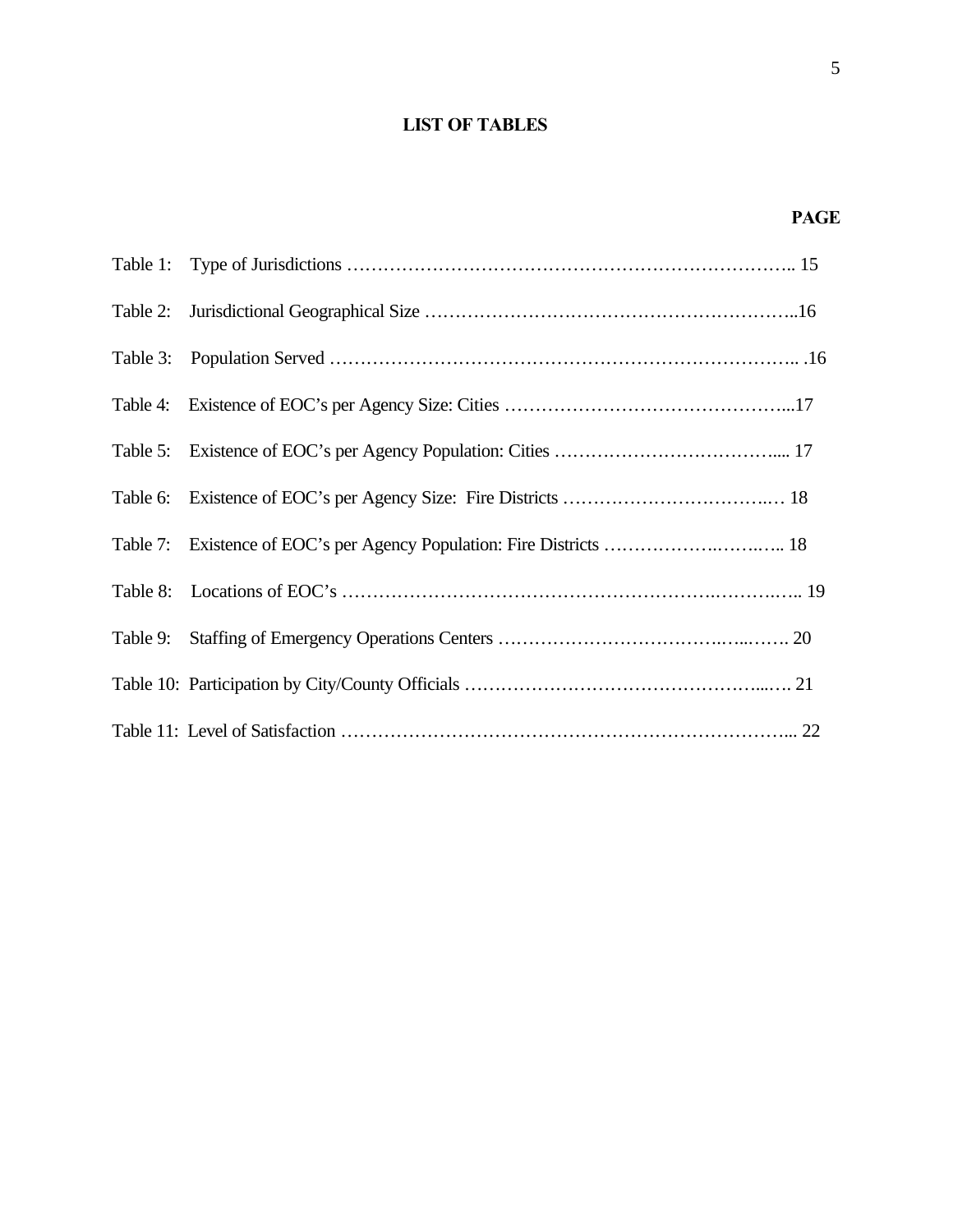# LIST OF TABLES

| | PAGE |
|---|---|
| Table 1: Type of Jurisdictions | 15 |
| Table 2: Jurisdictional Geographical Size | 16 |
| Table 3: Population Served | 16 |
| Table 4: Existence of EOC's per Agency Size: Cities | 17 |
| Table 5: Existence of EOC's per Agency Population: Cities | 17 |
| Table 6: Existence of EOC's per Agency Size: Fire Districts | 18 |
| Table 7: Existence of EOC's per Agency Population: Fire Districts | 18 |
| Table 8: Locations of EOC's | 19 |
| Table 9: Staffing of Emergency Operations Centers | 20 |
| Table 10: Participation by City/County Officials | 21 |
| Table 11: Level of Satisfaction | 22 |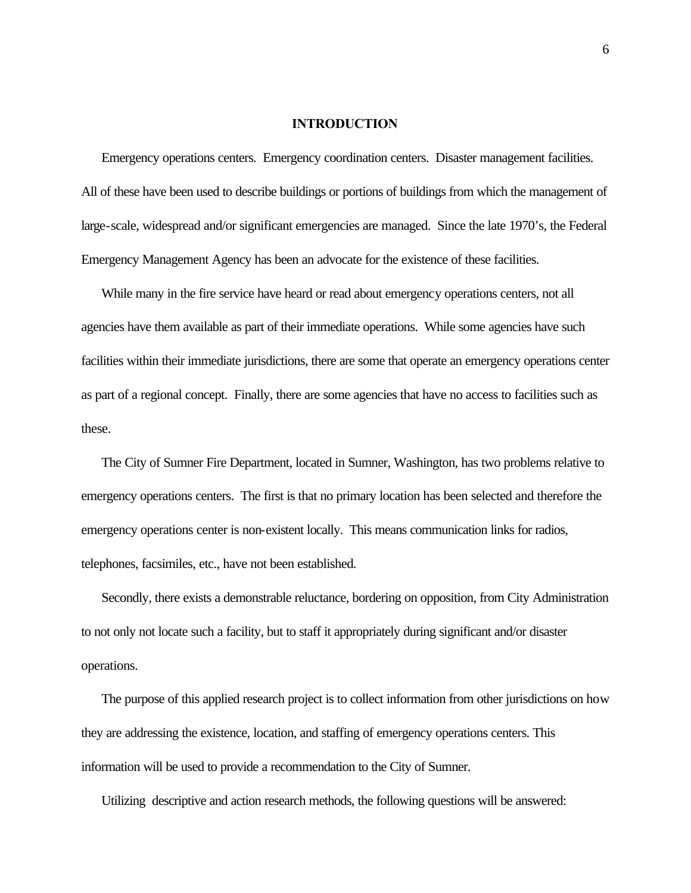## INTRODUCTION

Emergency operations centers. Emergency coordination centers. Disaster management facilities. All of these have been used to describe buildings or portions of buildings from which the management of large-scale, widespread and/or significant emergencies are managed. Since the late 1970's, the Federal Emergency Management Agency has been an advocate for the existence of these facilities.

While many in the fire service have heard or read about emergency operations centers, not all agencies have them available as part of their immediate operations. While some agencies have such facilities within their immediate jurisdictions, there are some that operate an emergency operations center as part of a regional concept. Finally, there are some agencies that have no access to facilities such as these.

The City of Sumner Fire Department, located in Sumner, Washington, has two problems relative to emergency operations centers. The first is that no primary location has been selected and therefore the emergency operations center is non-existent locally. This means communication links for radios, telephones, facsimiles, etc., have not been established.

Secondly, there exists a demonstrable reluctance, bordering on opposition, from City Administration to not only not locate such a facility, but to staff it appropriately during significant and/or disaster operations.

The purpose of this applied research project is to collect information from other jurisdictions on how they are addressing the existence, location, and staffing of emergency operations centers. This information will be used to provide a recommendation to the City of Sumner.

Utilizing descriptive and action research methods, the following questions will be answered: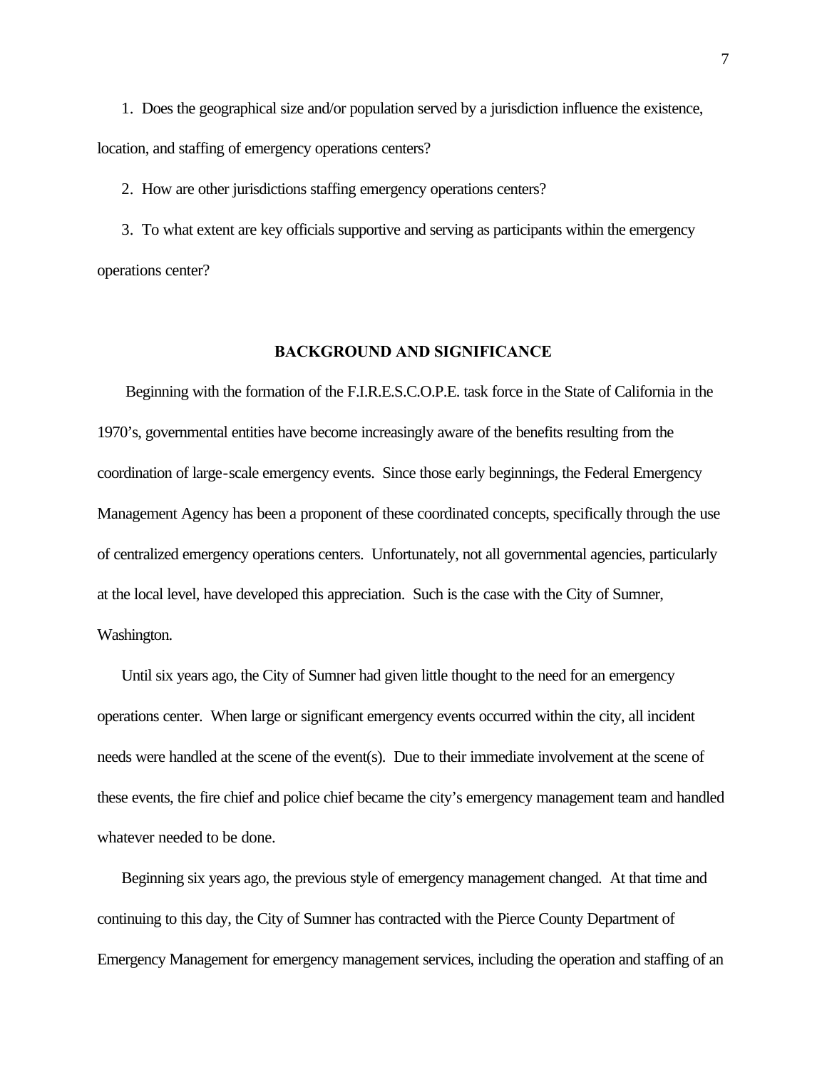1. Does the geographical size and/or population served by a jurisdiction influence the existence, location, and staffing of emergency operations centers?

2. How are other jurisdictions staffing emergency operations centers?

3. To what extent are key officials supportive and serving as participants within the emergency operations center?

## BACKGROUND AND SIGNIFICANCE

Beginning with the formation of the F.I.R.E.S.C.O.P.E. task force in the State of California in the 1970's, governmental entities have become increasingly aware of the benefits resulting from the coordination of large-scale emergency events. Since those early beginnings, the Federal Emergency Management Agency has been a proponent of these coordinated concepts, specifically through the use of centralized emergency operations centers. Unfortunately, not all governmental agencies, particularly at the local level, have developed this appreciation. Such is the case with the City of Sumner, Washington.

Until six years ago, the City of Sumner had given little thought to the need for an emergency operations center. When large or significant emergency events occurred within the city, all incident needs were handled at the scene of the event(s). Due to their immediate involvement at the scene of these events, the fire chief and police chief became the city's emergency management team and handled whatever needed to be done.

Beginning six years ago, the previous style of emergency management changed. At that time and continuing to this day, the City of Sumner has contracted with the Pierce County Department of Emergency Management for emergency management services, including the operation and staffing of an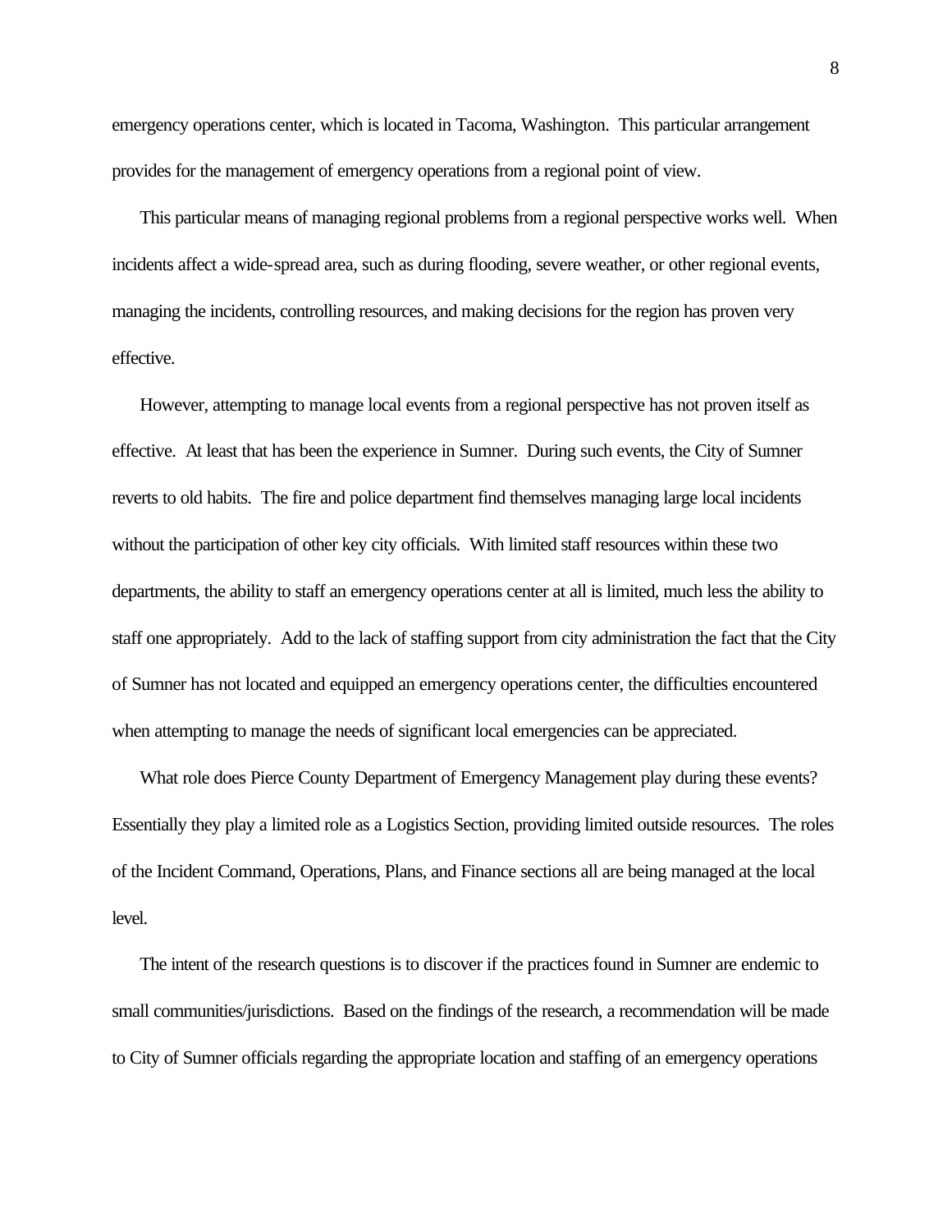emergency operations center, which is located in Tacoma, Washington. This particular arrangement provides for the management of emergency operations from a regional point of view.

This particular means of managing regional problems from a regional perspective works well. When incidents affect a wide-spread area, such as during flooding, severe weather, or other regional events, managing the incidents, controlling resources, and making decisions for the region has proven very effective.

However, attempting to manage local events from a regional perspective has not proven itself as effective. At least that has been the experience in Sumner. During such events, the City of Sumner reverts to old habits. The fire and police department find themselves managing large local incidents without the participation of other key city officials. With limited staff resources within these two departments, the ability to staff an emergency operations center at all is limited, much less the ability to staff one appropriately. Add to the lack of staffing support from city administration the fact that the City of Sumner has not located and equipped an emergency operations center, the difficulties encountered when attempting to manage the needs of significant local emergencies can be appreciated.

What role does Pierce County Department of Emergency Management play during these events? Essentially they play a limited role as a Logistics Section, providing limited outside resources. The roles of the Incident Command, Operations, Plans, and Finance sections all are being managed at the local level.

The intent of the research questions is to discover if the practices found in Sumner are endemic to small communities/jurisdictions. Based on the findings of the research, a recommendation will be made to City of Sumner officials regarding the appropriate location and staffing of an emergency operations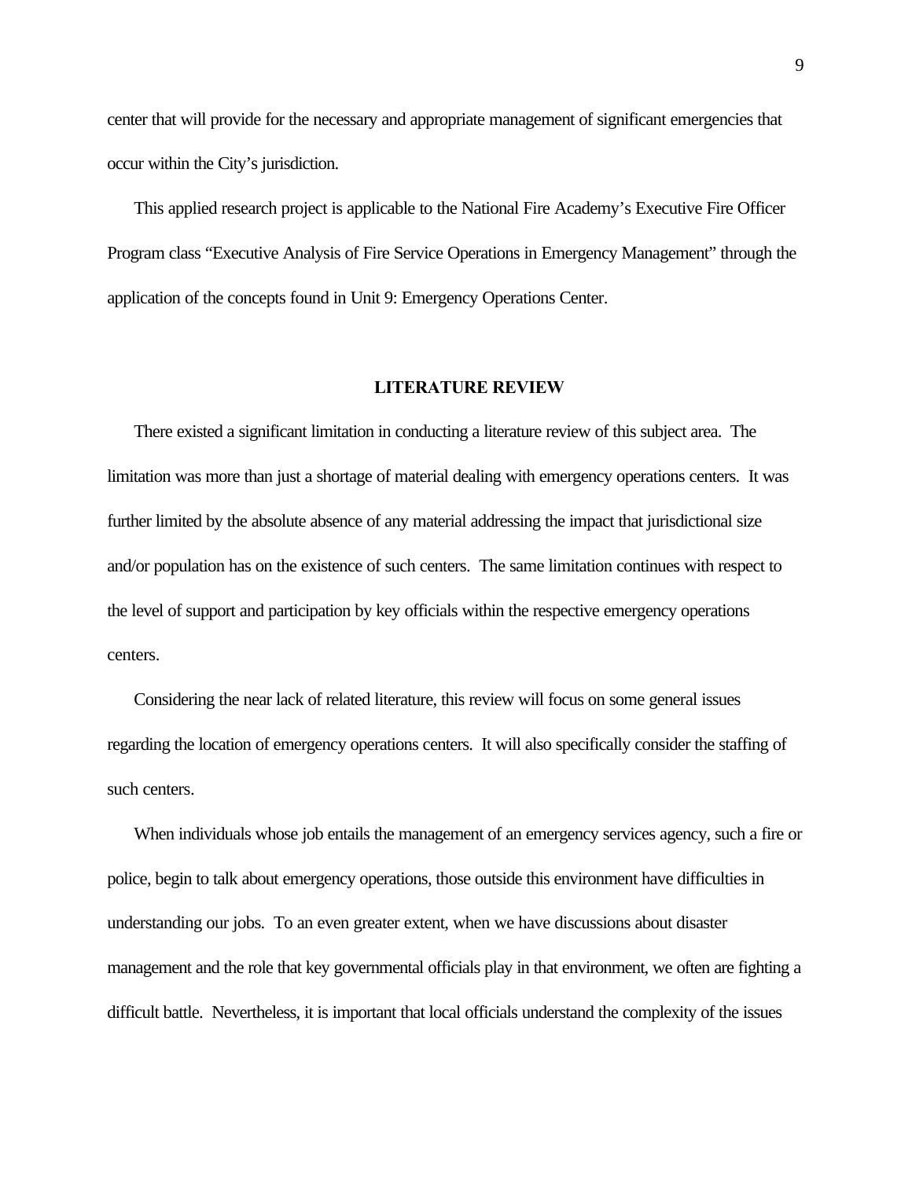center that will provide for the necessary and appropriate management of significant emergencies that occur within the City's jurisdiction.

This applied research project is applicable to the National Fire Academy's Executive Fire Officer Program class "Executive Analysis of Fire Service Operations in Emergency Management" through the application of the concepts found in Unit 9: Emergency Operations Center.

## LITERATURE REVIEW

There existed a significant limitation in conducting a literature review of this subject area. The limitation was more than just a shortage of material dealing with emergency operations centers. It was further limited by the absolute absence of any material addressing the impact that jurisdictional size and/or population has on the existence of such centers. The same limitation continues with respect to the level of support and participation by key officials within the respective emergency operations centers.

Considering the near lack of related literature, this review will focus on some general issues regarding the location of emergency operations centers. It will also specifically consider the staffing of such centers.

When individuals whose job entails the management of an emergency services agency, such a fire or police, begin to talk about emergency operations, those outside this environment have difficulties in understanding our jobs. To an even greater extent, when we have discussions about disaster management and the role that key governmental officials play in that environment, we often are fighting a difficult battle. Nevertheless, it is important that local officials understand the complexity of the issues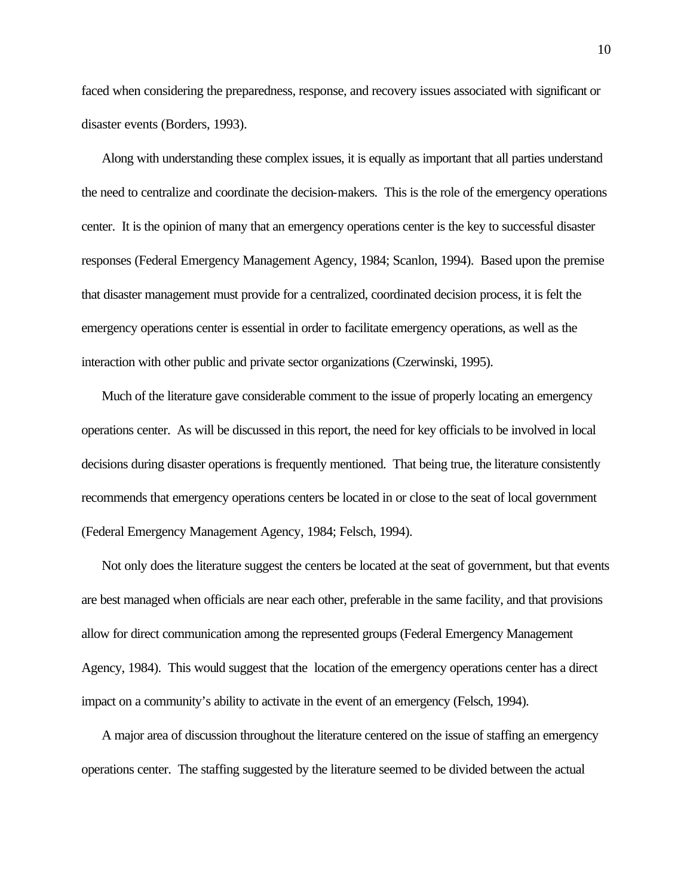faced when considering the preparedness, response, and recovery issues associated with significant or disaster events (Borders, 1993).

Along with understanding these complex issues, it is equally as important that all parties understand the need to centralize and coordinate the decision-makers. This is the role of the emergency operations center. It is the opinion of many that an emergency operations center is the key to successful disaster responses (Federal Emergency Management Agency, 1984; Scanlon, 1994). Based upon the premise that disaster management must provide for a centralized, coordinated decision process, it is felt the emergency operations center is essential in order to facilitate emergency operations, as well as the interaction with other public and private sector organizations (Czerwinski, 1995).

Much of the literature gave considerable comment to the issue of properly locating an emergency operations center. As will be discussed in this report, the need for key officials to be involved in local decisions during disaster operations is frequently mentioned. That being true, the literature consistently recommends that emergency operations centers be located in or close to the seat of local government (Federal Emergency Management Agency, 1984; Felsch, 1994).

Not only does the literature suggest the centers be located at the seat of government, but that events are best managed when officials are near each other, preferable in the same facility, and that provisions allow for direct communication among the represented groups (Federal Emergency Management Agency, 1984). This would suggest that the location of the emergency operations center has a direct impact on a community's ability to activate in the event of an emergency (Felsch, 1994).

A major area of discussion throughout the literature centered on the issue of staffing an emergency operations center. The staffing suggested by the literature seemed to be divided between the actual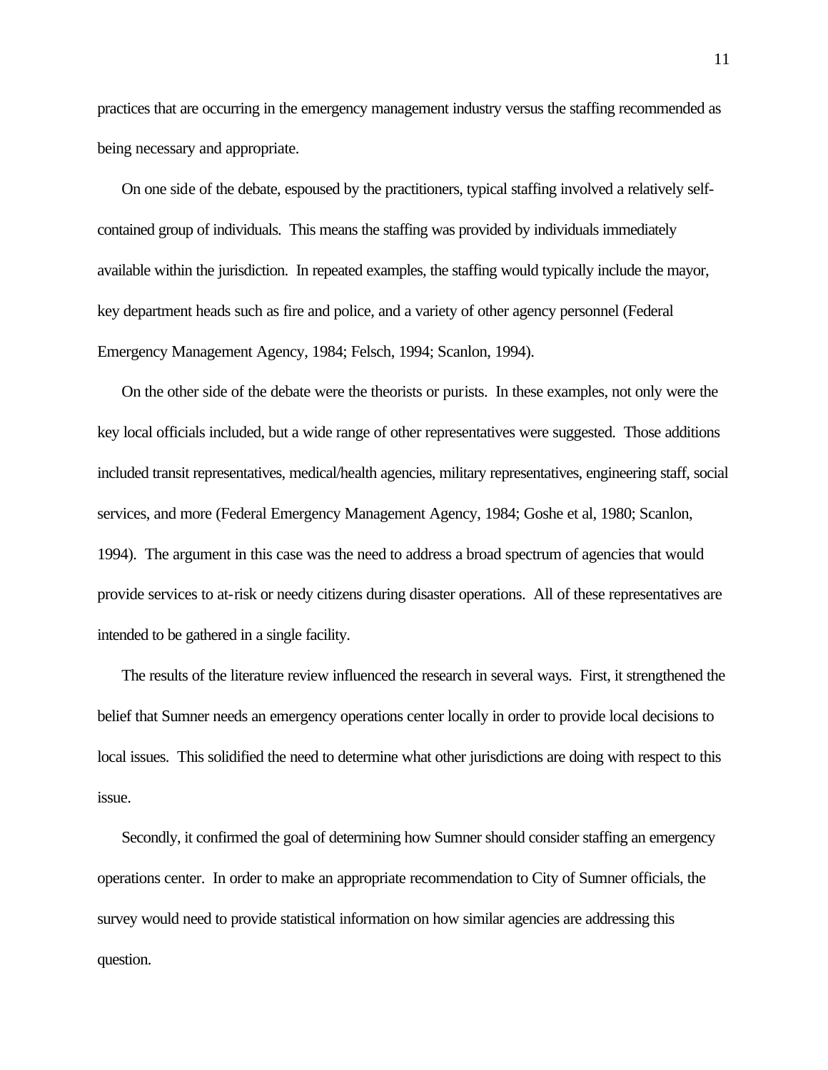practices that are occurring in the emergency management industry versus the staffing recommended as being necessary and appropriate.

On one side of the debate, espoused by the practitioners, typical staffing involved a relatively self-contained group of individuals. This means the staffing was provided by individuals immediately available within the jurisdiction. In repeated examples, the staffing would typically include the mayor, key department heads such as fire and police, and a variety of other agency personnel (Federal Emergency Management Agency, 1984; Felsch, 1994; Scanlon, 1994).

On the other side of the debate were the theorists or purists. In these examples, not only were the key local officials included, but a wide range of other representatives were suggested. Those additions included transit representatives, medical/health agencies, military representatives, engineering staff, social services, and more (Federal Emergency Management Agency, 1984; Goshe et al, 1980; Scanlon, 1994). The argument in this case was the need to address a broad spectrum of agencies that would provide services to at-risk or needy citizens during disaster operations. All of these representatives are intended to be gathered in a single facility.

The results of the literature review influenced the research in several ways. First, it strengthened the belief that Sumner needs an emergency operations center locally in order to provide local decisions to local issues. This solidified the need to determine what other jurisdictions are doing with respect to this issue.

Secondly, it confirmed the goal of determining how Sumner should consider staffing an emergency operations center. In order to make an appropriate recommendation to City of Sumner officials, the survey would need to provide statistical information on how similar agencies are addressing this question.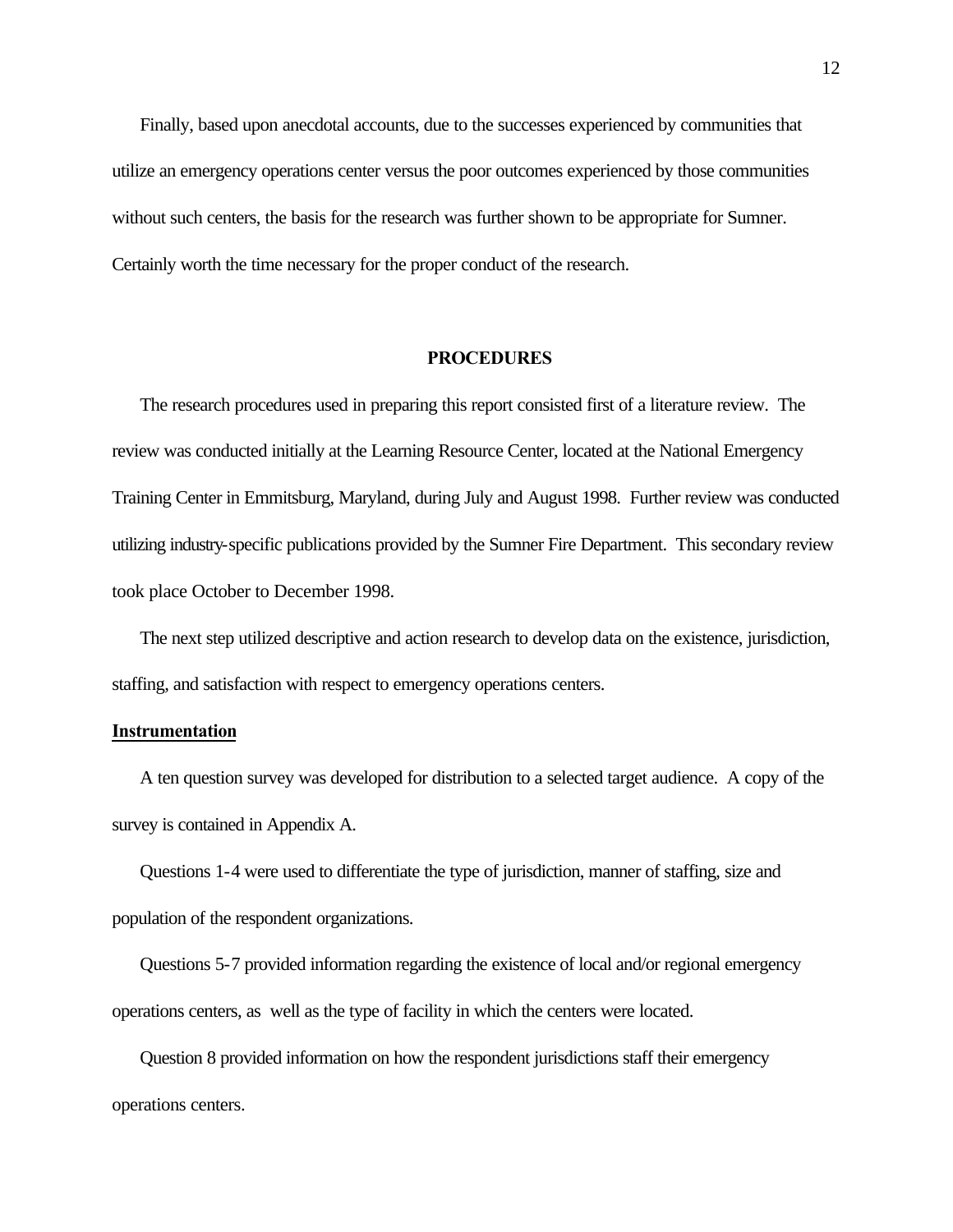Finally, based upon anecdotal accounts, due to the successes experienced by communities that utilize an emergency operations center versus the poor outcomes experienced by those communities without such centers, the basis for the research was further shown to be appropriate for Sumner. Certainly worth the time necessary for the proper conduct of the research.

## PROCEDURES

The research procedures used in preparing this report consisted first of a literature review. The review was conducted initially at the Learning Resource Center, located at the National Emergency Training Center in Emmitsburg, Maryland, during July and August 1998. Further review was conducted utilizing industry-specific publications provided by the Sumner Fire Department. This secondary review took place October to December 1998.

The next step utilized descriptive and action research to develop data on the existence, jurisdiction, staffing, and satisfaction with respect to emergency operations centers.

### Instrumentation

A ten question survey was developed for distribution to a selected target audience. A copy of the survey is contained in Appendix A.

Questions 1-4 were used to differentiate the type of jurisdiction, manner of staffing, size and population of the respondent organizations.

Questions 5-7 provided information regarding the existence of local and/or regional emergency operations centers, as well as the type of facility in which the centers were located.

Question 8 provided information on how the respondent jurisdictions staff their emergency operations centers.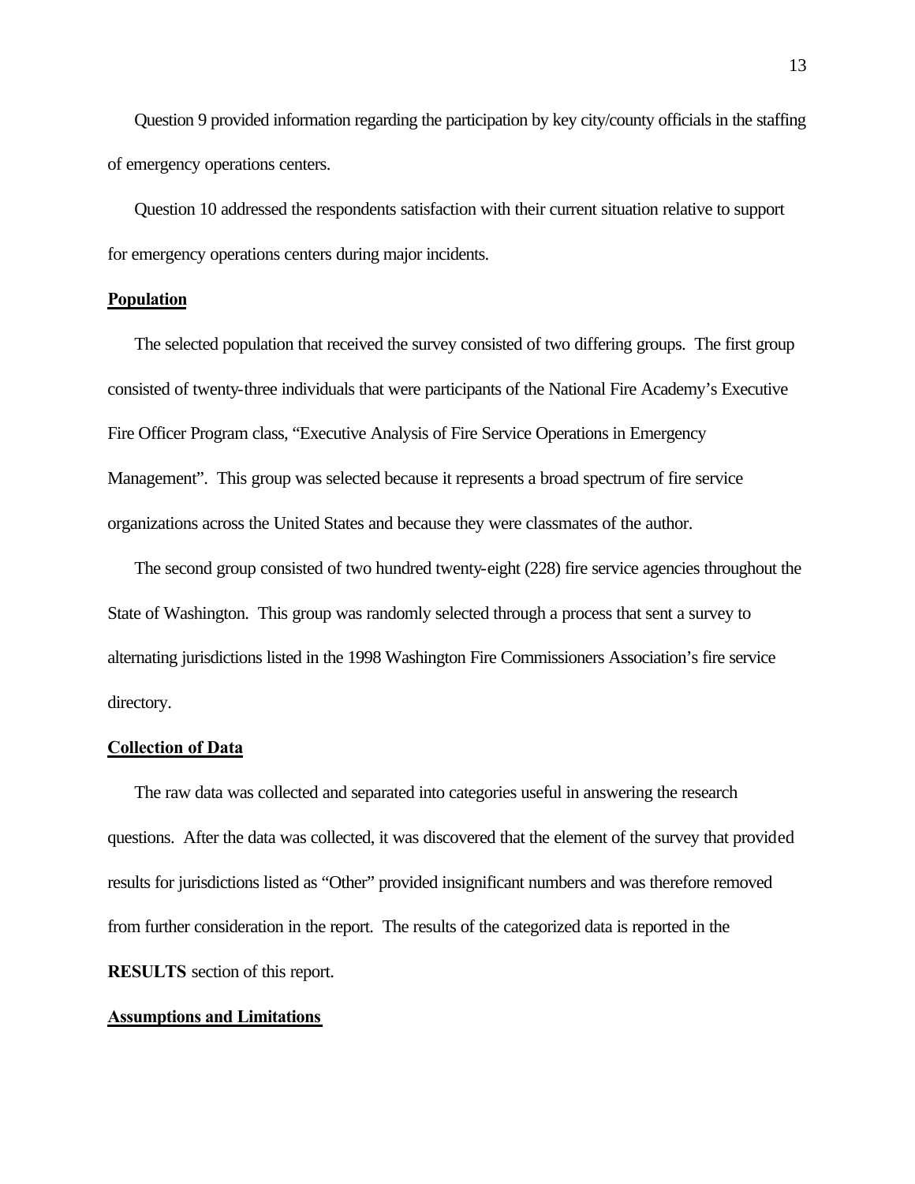Question 9 provided information regarding the participation by key city/county officials in the staffing of emergency operations centers.

Question 10 addressed the respondents satisfaction with their current situation relative to support for emergency operations centers during major incidents.

**Population**

The selected population that received the survey consisted of two differing groups. The first group consisted of twenty-three individuals that were participants of the National Fire Academy's Executive Fire Officer Program class, "Executive Analysis of Fire Service Operations in Emergency Management". This group was selected because it represents a broad spectrum of fire service organizations across the United States and because they were classmates of the author.

The second group consisted of two hundred twenty-eight (228) fire service agencies throughout the State of Washington. This group was randomly selected through a process that sent a survey to alternating jurisdictions listed in the 1998 Washington Fire Commissioners Association's fire service directory.

**Collection of Data**

The raw data was collected and separated into categories useful in answering the research questions. After the data was collected, it was discovered that the element of the survey that provided results for jurisdictions listed as "Other" provided insignificant numbers and was therefore removed from further consideration in the report. The results of the categorized data is reported in the **RESULTS** section of this report.

**Assumptions and Limitations**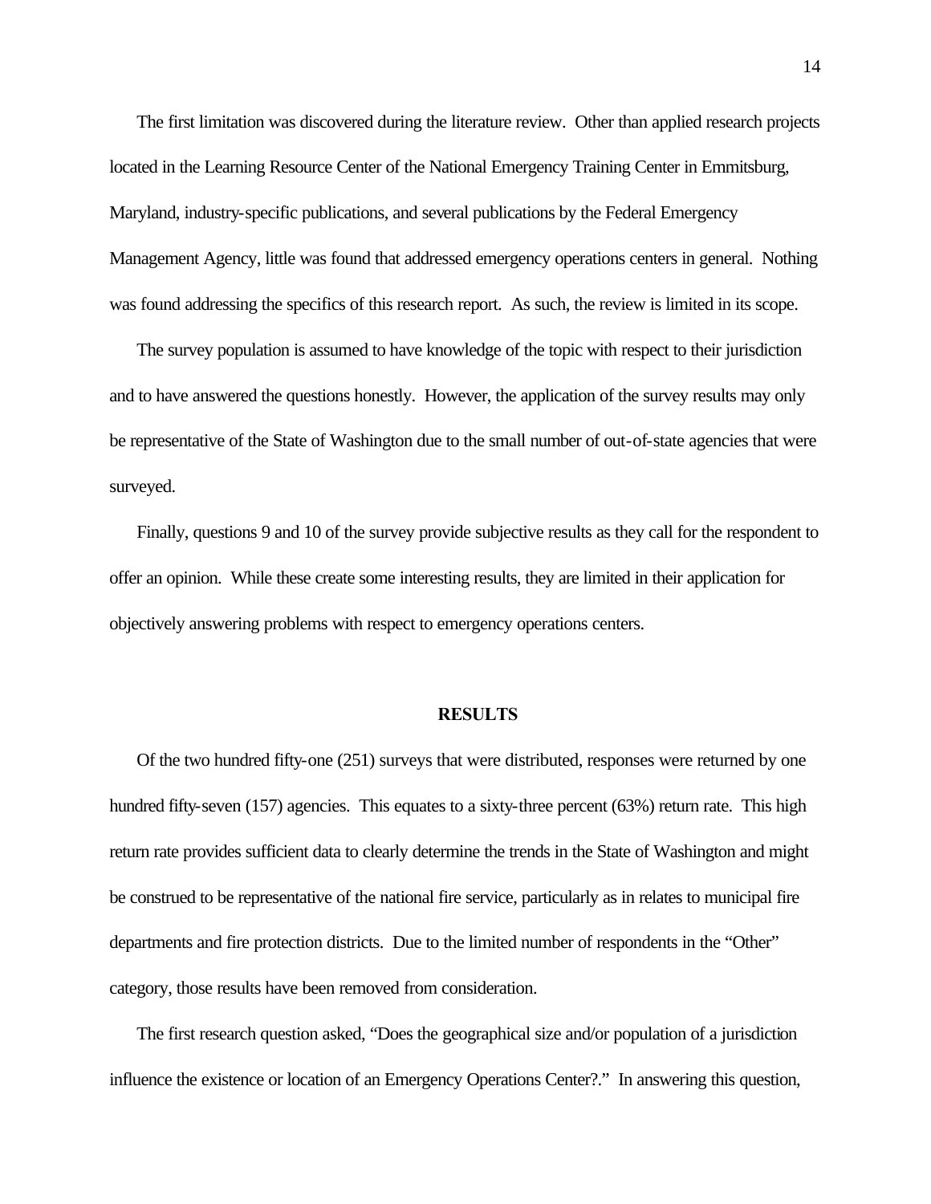The first limitation was discovered during the literature review. Other than applied research projects located in the Learning Resource Center of the National Emergency Training Center in Emmitsburg, Maryland, industry-specific publications, and several publications by the Federal Emergency Management Agency, little was found that addressed emergency operations centers in general. Nothing was found addressing the specifics of this research report. As such, the review is limited in its scope.

The survey population is assumed to have knowledge of the topic with respect to their jurisdiction and to have answered the questions honestly. However, the application of the survey results may only be representative of the State of Washington due to the small number of out-of-state agencies that were surveyed.

Finally, questions 9 and 10 of the survey provide subjective results as they call for the respondent to offer an opinion. While these create some interesting results, they are limited in their application for objectively answering problems with respect to emergency operations centers.

## RESULTS

Of the two hundred fifty-one (251) surveys that were distributed, responses were returned by one hundred fifty-seven (157) agencies. This equates to a sixty-three percent (63%) return rate. This high return rate provides sufficient data to clearly determine the trends in the State of Washington and might be construed to be representative of the national fire service, particularly as in relates to municipal fire departments and fire protection districts. Due to the limited number of respondents in the "Other" category, those results have been removed from consideration.

The first research question asked, "Does the geographical size and/or population of a jurisdiction influence the existence or location of an Emergency Operations Center?." In answering this question,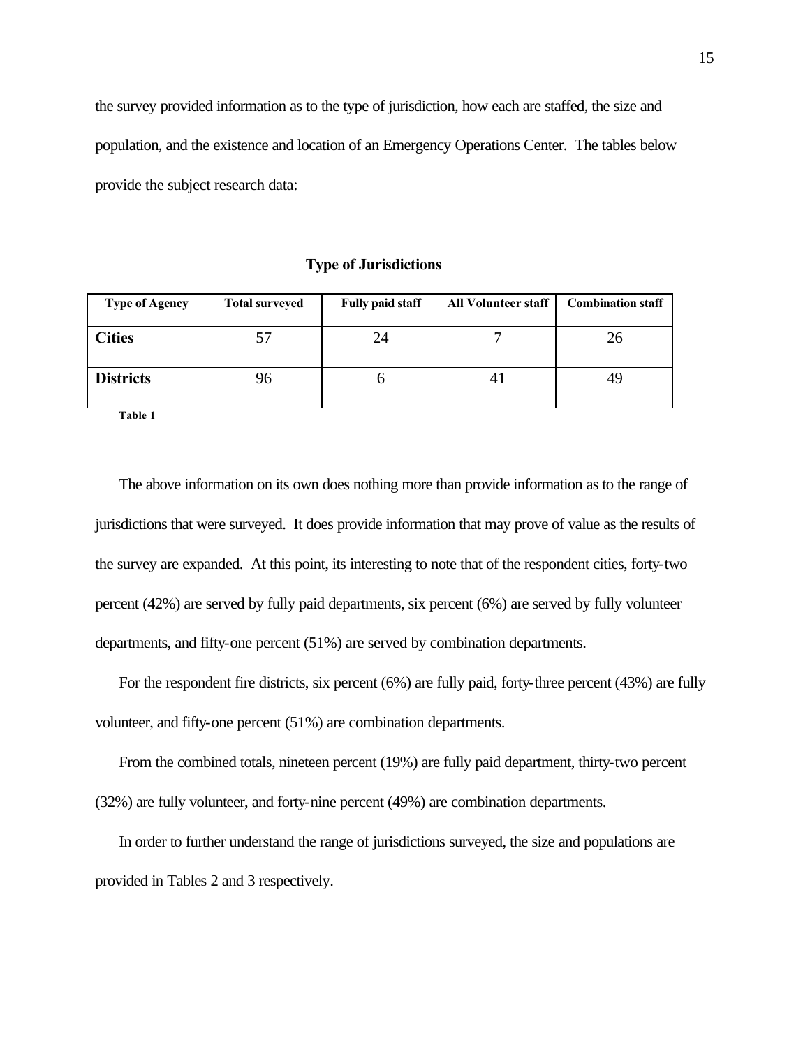the survey provided information as to the type of jurisdiction, how each are staffed, the size and population, and the existence and location of an Emergency Operations Center. The tables below provide the subject research data:

**Type of Jurisdictions**

| Type of Agency | Total surveyed | Fully paid staff | All Volunteer staff | Combination staff |
|---|---|---|---|---|
| **Cities** | 57 | 24 | 7 | 26 |
| **Districts** | 96 | 6 | 41 | 49 |

**Table 1**

The above information on its own does nothing more than provide information as to the range of jurisdictions that were surveyed. It does provide information that may prove of value as the results of the survey are expanded. At this point, its interesting to note that of the respondent cities, forty-two percent (42%) are served by fully paid departments, six percent (6%) are served by fully volunteer departments, and fifty-one percent (51%) are served by combination departments.

For the respondent fire districts, six percent (6%) are fully paid, forty-three percent (43%) are fully volunteer, and fifty-one percent (51%) are combination departments.

From the combined totals, nineteen percent (19%) are fully paid department, thirty-two percent (32%) are fully volunteer, and forty-nine percent (49%) are combination departments.

In order to further understand the range of jurisdictions surveyed, the size and populations are provided in Tables 2 and 3 respectively.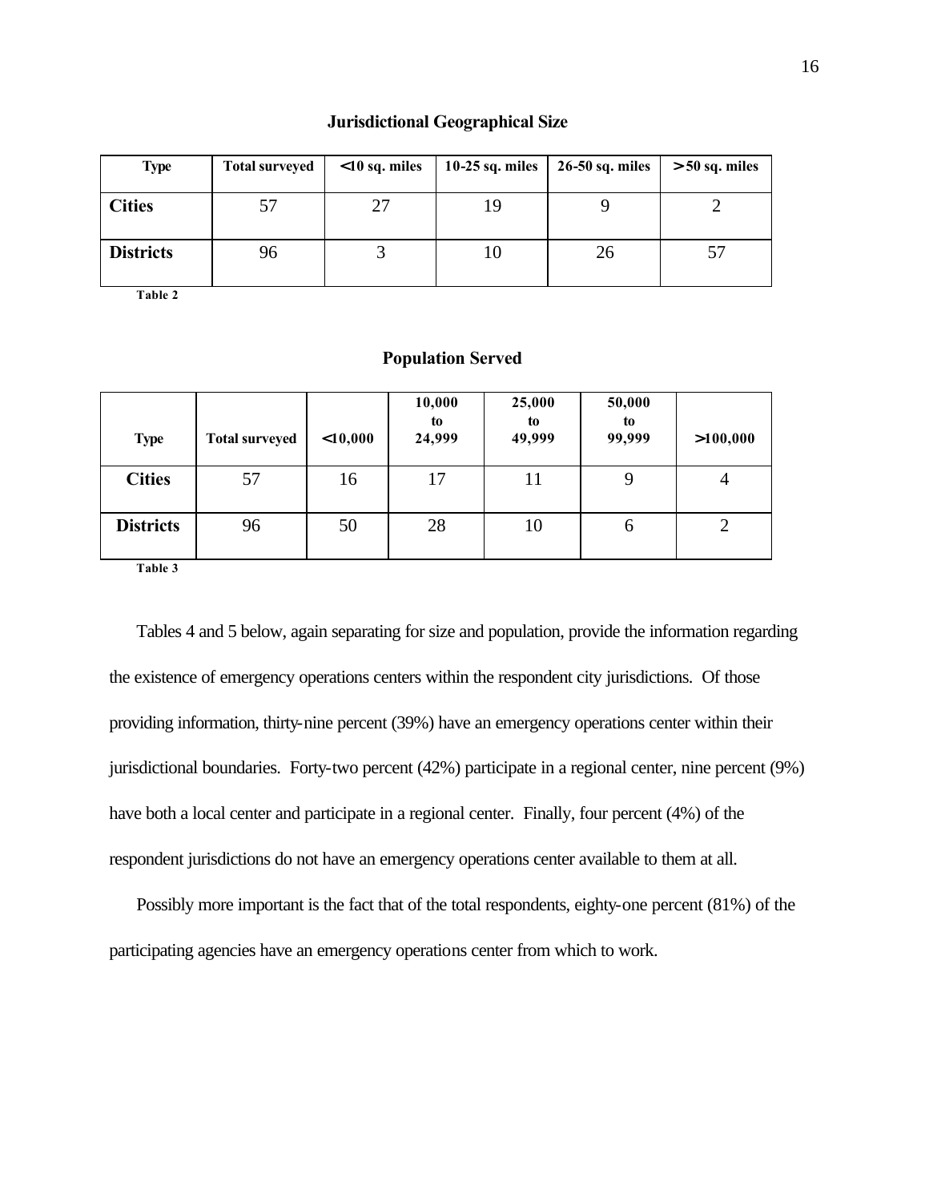**Jurisdictional Geographical Size**

| Type | Total surveyed | <10 sq. miles | 10-25 sq. miles | 26-50 sq. miles | > 50 sq. miles |
|---|---|---|---|---|---|
| **Cities** | 57 | 27 | 19 | 9 | 2 |
| **Districts** | 96 | 3 | 10 | 26 | 57 |

**Table 2**

**Population Served**

| Type | Total surveyed | <10,000 | 10,000 to 24,999 | 25,000 to 49,999 | 50,000 to 99,999 | >100,000 |
|---|---|---|---|---|---|---|
| **Cities** | 57 | 16 | 17 | 11 | 9 | 4 |
| **Districts** | 96 | 50 | 28 | 10 | 6 | 2 |

**Table 3**

Tables 4 and 5 below, again separating for size and population, provide the information regarding the existence of emergency operations centers within the respondent city jurisdictions. Of those providing information, thirty-nine percent (39%) have an emergency operations center within their jurisdictional boundaries. Forty-two percent (42%) participate in a regional center, nine percent (9%) have both a local center and participate in a regional center. Finally, four percent (4%) of the respondent jurisdictions do not have an emergency operations center available to them at all.

Possibly more important is the fact that of the total respondents, eighty-one percent (81%) of the participating agencies have an emergency operations center from which to work.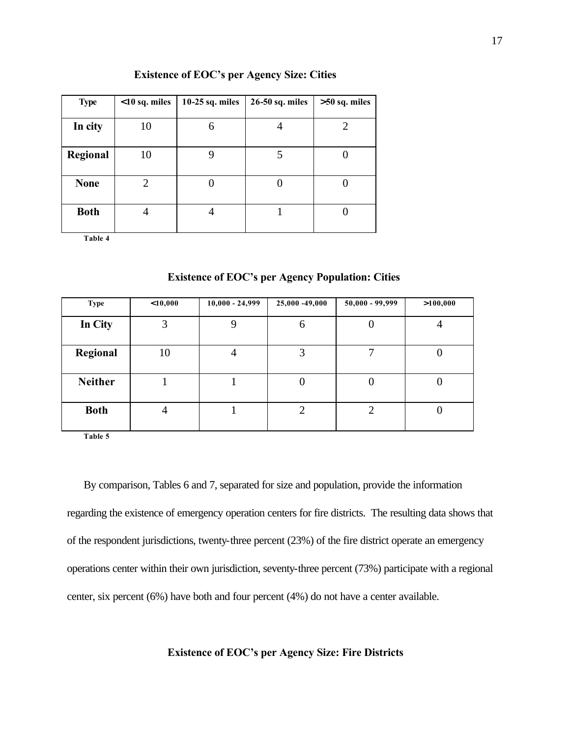**Existence of EOC's per Agency Size: Cities**

| Type | <10 sq. miles | 10-25 sq. miles | 26-50 sq. miles | >50 sq. miles |
|---|---|---|---|---|
| **In city** | 10 | 6 | 4 | 2 |
| **Regional** | 10 | 9 | 5 | 0 |
| **None** | 2 | 0 | 0 | 0 |
| **Both** | 4 | 4 | 1 | 0 |

**Table 4**

**Existence of EOC's per Agency Population: Cities**

| Type | <10,000 | 10,000 - 24,999 | 25,000 -49,000 | 50,000 - 99,999 | >100,000 |
|---|---|---|---|---|---|
| **In City** | 3 | 9 | 6 | 0 | 4 |
| **Regional** | 10 | 4 | 3 | 7 | 0 |
| **Neither** | 1 | 1 | 0 | 0 | 0 |
| **Both** | 4 | 1 | 2 | 2 | 0 |

**Table 5**

By comparison, Tables 6 and 7, separated for size and population, provide the information regarding the existence of emergency operation centers for fire districts. The resulting data shows that of the respondent jurisdictions, twenty-three percent (23%) of the fire district operate an emergency operations center within their own jurisdiction, seventy-three percent (73%) participate with a regional center, six percent (6%) have both and four percent (4%) do not have a center available.

**Existence of EOC's per Agency Size: Fire Districts**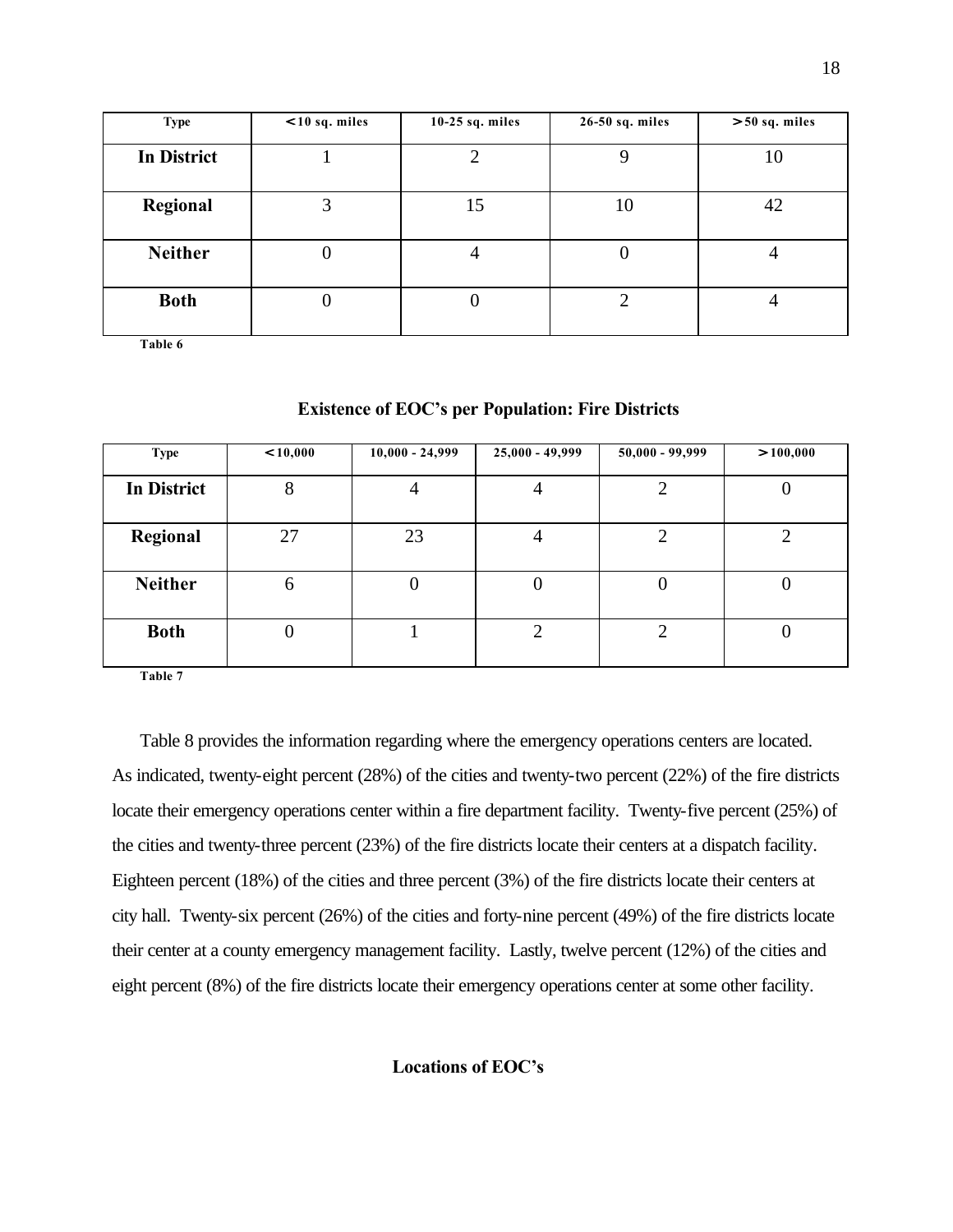| Type | < 10 sq. miles | 10-25 sq. miles | 26-50 sq. miles | > 50 sq. miles |
|---|---|---|---|---|
| **In District** | 1 | 2 | 9 | 10 |
| **Regional** | 3 | 15 | 10 | 42 |
| **Neither** | 0 | 4 | 0 | 4 |
| **Both** | 0 | 0 | 2 | 4 |

**Table 6**

**Existence of EOC's per Population: Fire Districts**

| Type | < 10,000 | 10,000 - 24,999 | 25,000 - 49,999 | 50,000 - 99,999 | > 100,000 |
|---|---|---|---|---|---|
| **In District** | 8 | 4 | 4 | 2 | 0 |
| **Regional** | 27 | 23 | 4 | 2 | 2 |
| **Neither** | 6 | 0 | 0 | 0 | 0 |
| **Both** | 0 | 1 | 2 | 2 | 0 |

**Table 7**

Table 8 provides the information regarding where the emergency operations centers are located. As indicated, twenty-eight percent (28%) of the cities and twenty-two percent (22%) of the fire districts locate their emergency operations center within a fire department facility. Twenty-five percent (25%) of the cities and twenty-three percent (23%) of the fire districts locate their centers at a dispatch facility. Eighteen percent (18%) of the cities and three percent (3%) of the fire districts locate their centers at city hall. Twenty-six percent (26%) of the cities and forty-nine percent (49%) of the fire districts locate their center at a county emergency management facility. Lastly, twelve percent (12%) of the cities and eight percent (8%) of the fire districts locate their emergency operations center at some other facility.

**Locations of EOC's**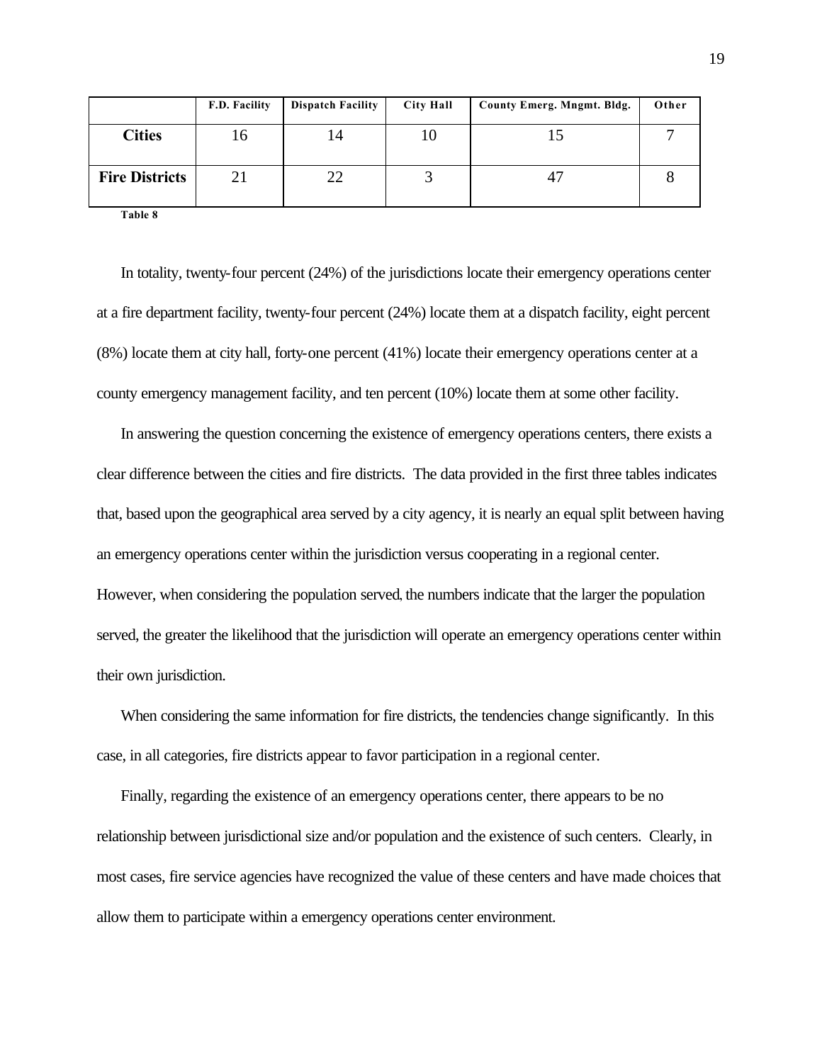| | F.D. Facility | Dispatch Facility | City Hall | County Emerg. Mngmt. Bldg. | Other |
|---|---|---|---|---|---|
| **Cities** | 16 | 14 | 10 | 15 | 7 |
| **Fire Districts** | 21 | 22 | 3 | 47 | 8 |

**Table 8**

In totality, twenty-four percent (24%) of the jurisdictions locate their emergency operations center at a fire department facility, twenty-four percent (24%) locate them at a dispatch facility, eight percent (8%) locate them at city hall, forty-one percent (41%) locate their emergency operations center at a county emergency management facility, and ten percent (10%) locate them at some other facility.

In answering the question concerning the existence of emergency operations centers, there exists a clear difference between the cities and fire districts. The data provided in the first three tables indicates that, based upon the geographical area served by a city agency, it is nearly an equal split between having an emergency operations center within the jurisdiction versus cooperating in a regional center. However, when considering the population served, the numbers indicate that the larger the population served, the greater the likelihood that the jurisdiction will operate an emergency operations center within their own jurisdiction.

When considering the same information for fire districts, the tendencies change significantly. In this case, in all categories, fire districts appear to favor participation in a regional center.

Finally, regarding the existence of an emergency operations center, there appears to be no relationship between jurisdictional size and/or population and the existence of such centers. Clearly, in most cases, fire service agencies have recognized the value of these centers and have made choices that allow them to participate within a emergency operations center environment.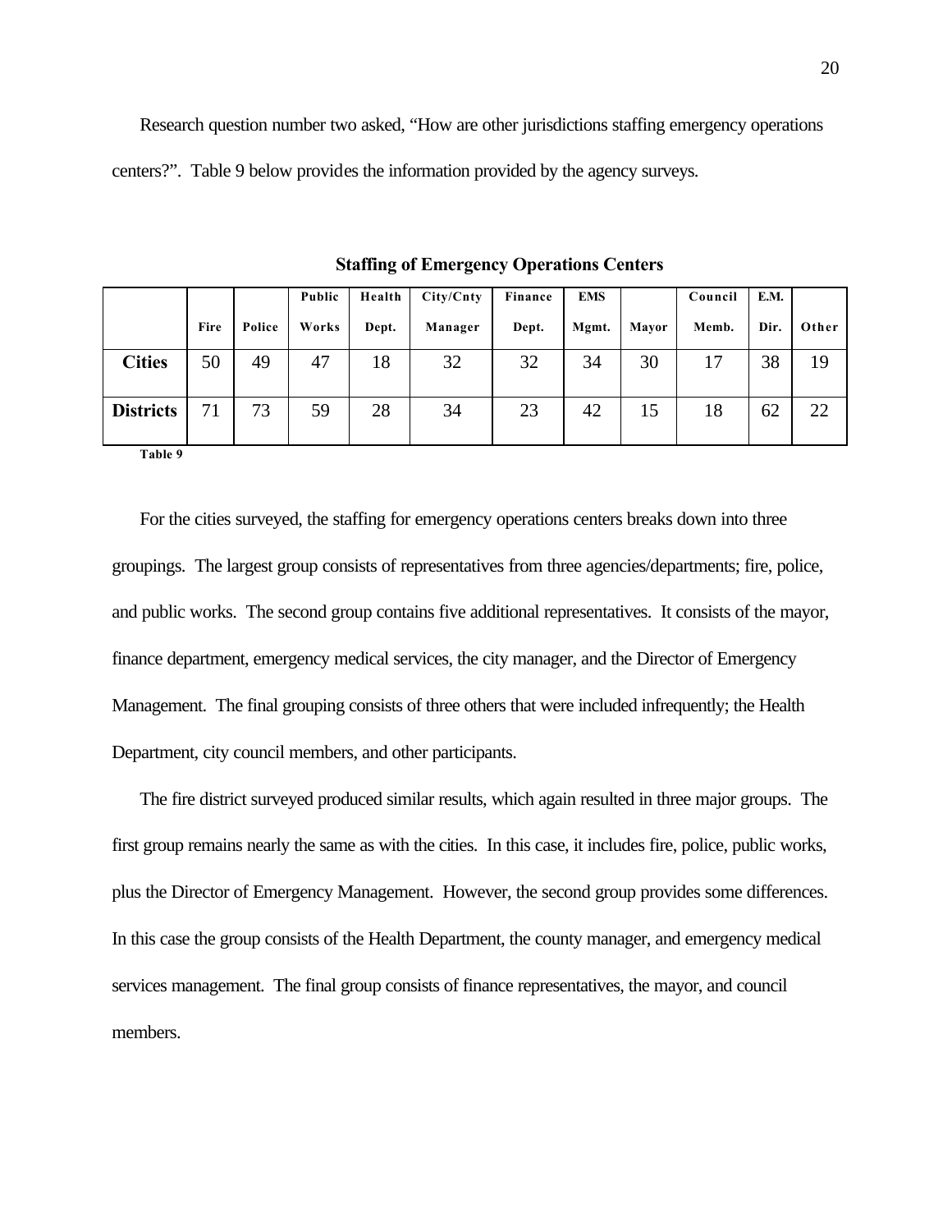Research question number two asked, "How are other jurisdictions staffing emergency operations centers?". Table 9 below provides the information provided by the agency surveys.

**Staffing of Emergency Operations Centers**

| | Fire | Police | Public Works | Health Dept. | City/Cnty Manager | Finance Dept. | EMS Mgmt. | Mayor | Council Memb. | E.M. Dir. | Other |
|---|---|---|---|---|---|---|---|---|---|---|---|
| **Cities** | 50 | 49 | 47 | 18 | 32 | 32 | 34 | 30 | 17 | 38 | 19 |
| **Districts** | 71 | 73 | 59 | 28 | 34 | 23 | 42 | 15 | 18 | 62 | 22 |

**Table 9**

For the cities surveyed, the staffing for emergency operations centers breaks down into three groupings. The largest group consists of representatives from three agencies/departments; fire, police, and public works. The second group contains five additional representatives. It consists of the mayor, finance department, emergency medical services, the city manager, and the Director of Emergency Management. The final grouping consists of three others that were included infrequently; the Health Department, city council members, and other participants.

The fire district surveyed produced similar results, which again resulted in three major groups. The first group remains nearly the same as with the cities. In this case, it includes fire, police, public works, plus the Director of Emergency Management. However, the second group provides some differences. In this case the group consists of the Health Department, the county manager, and emergency medical services management. The final group consists of finance representatives, the mayor, and council members.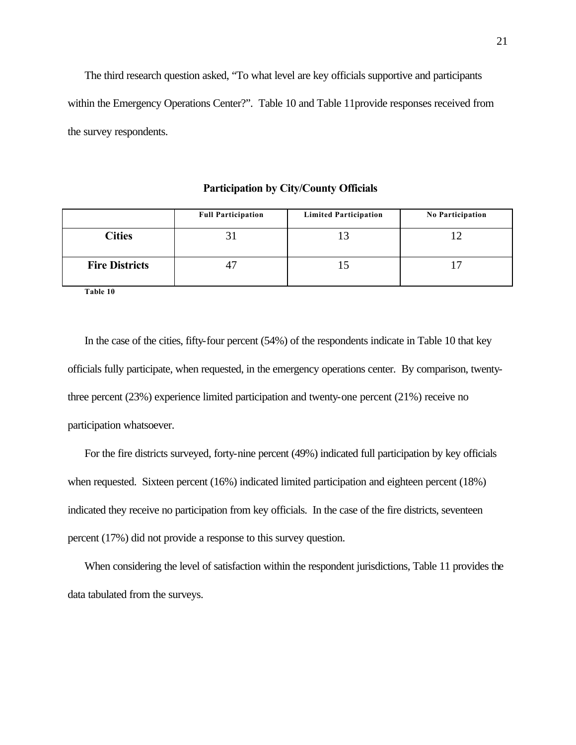The third research question asked, "To what level are key officials supportive and participants within the Emergency Operations Center?". Table 10 and Table 11provide responses received from the survey respondents.

**Participation by City/County Officials**

| | Full Participation | Limited Participation | No Participation |
|---|---|---|---|
| **Cities** | 31 | 13 | 12 |
| **Fire Districts** | 47 | 15 | 17 |

**Table 10**

In the case of the cities, fifty-four percent (54%) of the respondents indicate in Table 10 that key officials fully participate, when requested, in the emergency operations center. By comparison, twenty-three percent (23%) experience limited participation and twenty-one percent (21%) receive no participation whatsoever.

For the fire districts surveyed, forty-nine percent (49%) indicated full participation by key officials when requested. Sixteen percent (16%) indicated limited participation and eighteen percent (18%) indicated they receive no participation from key officials. In the case of the fire districts, seventeen percent (17%) did not provide a response to this survey question.

When considering the level of satisfaction within the respondent jurisdictions, Table 11 provides the data tabulated from the surveys.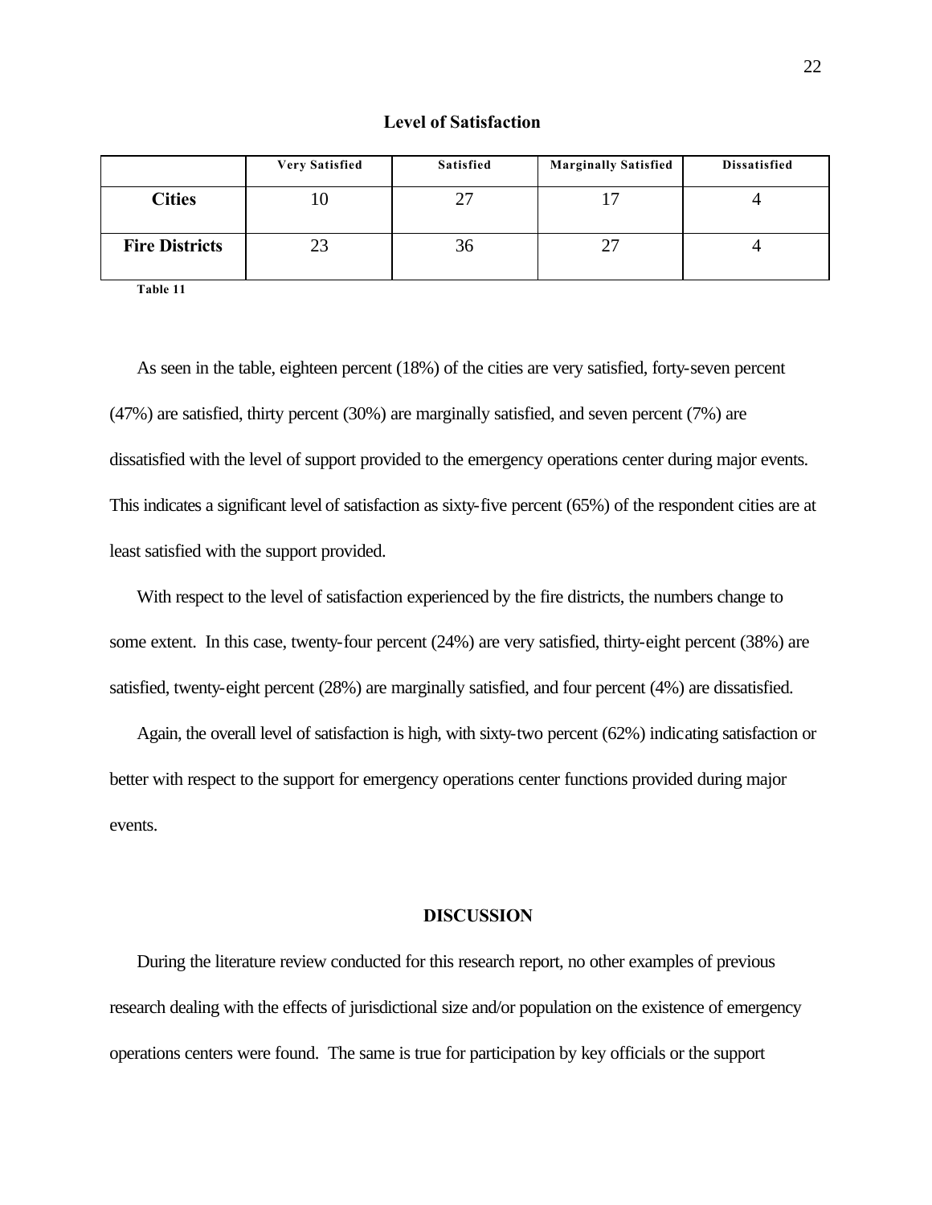**Level of Satisfaction**

| | Very Satisfied | Satisfied | Marginally Satisfied | Dissatisfied |
|---|---|---|---|---|
| **Cities** | 10 | 27 | 17 | 4 |
| **Fire Districts** | 23 | 36 | 27 | 4 |

**Table 11**

As seen in the table, eighteen percent (18%) of the cities are very satisfied, forty-seven percent (47%) are satisfied, thirty percent (30%) are marginally satisfied, and seven percent (7%) are dissatisfied with the level of support provided to the emergency operations center during major events. This indicates a significant level of satisfaction as sixty-five percent (65%) of the respondent cities are at least satisfied with the support provided.

With respect to the level of satisfaction experienced by the fire districts, the numbers change to some extent. In this case, twenty-four percent (24%) are very satisfied, thirty-eight percent (38%) are satisfied, twenty-eight percent (28%) are marginally satisfied, and four percent (4%) are dissatisfied.

Again, the overall level of satisfaction is high, with sixty-two percent (62%) indicating satisfaction or better with respect to the support for emergency operations center functions provided during major events.

## DISCUSSION

During the literature review conducted for this research report, no other examples of previous research dealing with the effects of jurisdictional size and/or population on the existence of emergency operations centers were found. The same is true for participation by key officials or the support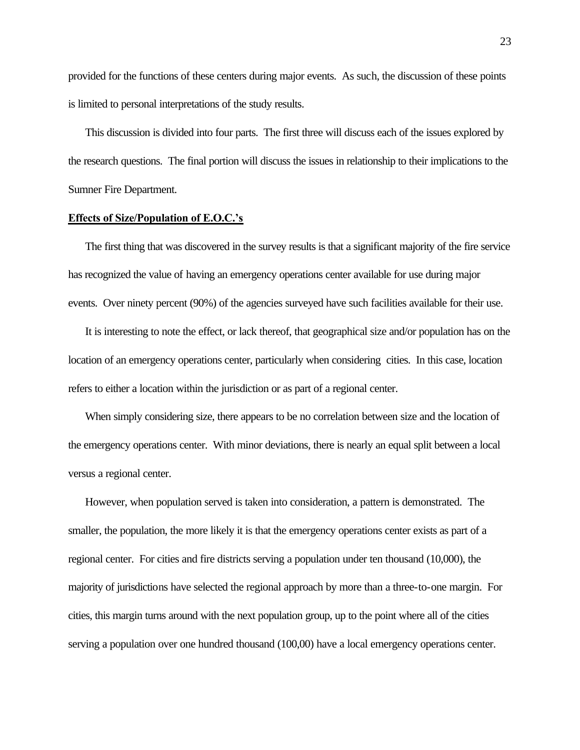provided for the functions of these centers during major events. As such, the discussion of these points is limited to personal interpretations of the study results.

This discussion is divided into four parts. The first three will discuss each of the issues explored by the research questions. The final portion will discuss the issues in relationship to their implications to the Sumner Fire Department.

**Effects of Size/Population of E.O.C.'s**

The first thing that was discovered in the survey results is that a significant majority of the fire service has recognized the value of having an emergency operations center available for use during major events. Over ninety percent (90%) of the agencies surveyed have such facilities available for their use.

It is interesting to note the effect, or lack thereof, that geographical size and/or population has on the location of an emergency operations center, particularly when considering cities. In this case, location refers to either a location within the jurisdiction or as part of a regional center.

When simply considering size, there appears to be no correlation between size and the location of the emergency operations center. With minor deviations, there is nearly an equal split between a local versus a regional center.

However, when population served is taken into consideration, a pattern is demonstrated. The smaller, the population, the more likely it is that the emergency operations center exists as part of a regional center. For cities and fire districts serving a population under ten thousand (10,000), the majority of jurisdictions have selected the regional approach by more than a three-to-one margin. For cities, this margin turns around with the next population group, up to the point where all of the cities serving a population over one hundred thousand (100,00) have a local emergency operations center.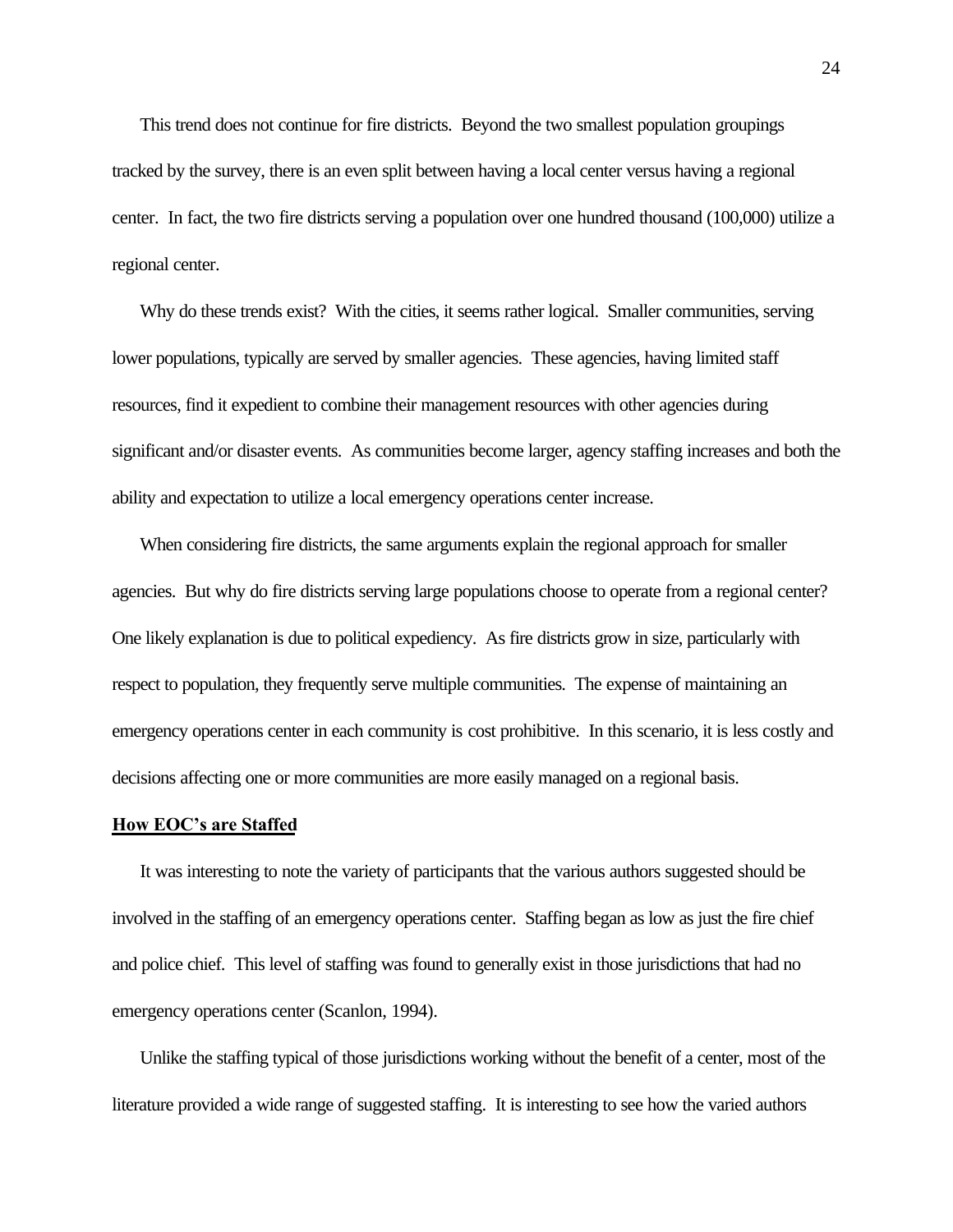This trend does not continue for fire districts. Beyond the two smallest population groupings tracked by the survey, there is an even split between having a local center versus having a regional center. In fact, the two fire districts serving a population over one hundred thousand (100,000) utilize a regional center.

Why do these trends exist? With the cities, it seems rather logical. Smaller communities, serving lower populations, typically are served by smaller agencies. These agencies, having limited staff resources, find it expedient to combine their management resources with other agencies during significant and/or disaster events. As communities become larger, agency staffing increases and both the ability and expectation to utilize a local emergency operations center increase.

When considering fire districts, the same arguments explain the regional approach for smaller agencies. But why do fire districts serving large populations choose to operate from a regional center? One likely explanation is due to political expediency. As fire districts grow in size, particularly with respect to population, they frequently serve multiple communities. The expense of maintaining an emergency operations center in each community is cost prohibitive. In this scenario, it is less costly and decisions affecting one or more communities are more easily managed on a regional basis.

**How EOC's are Staffed**

It was interesting to note the variety of participants that the various authors suggested should be involved in the staffing of an emergency operations center. Staffing began as low as just the fire chief and police chief. This level of staffing was found to generally exist in those jurisdictions that had no emergency operations center (Scanlon, 1994).

Unlike the staffing typical of those jurisdictions working without the benefit of a center, most of the literature provided a wide range of suggested staffing. It is interesting to see how the varied authors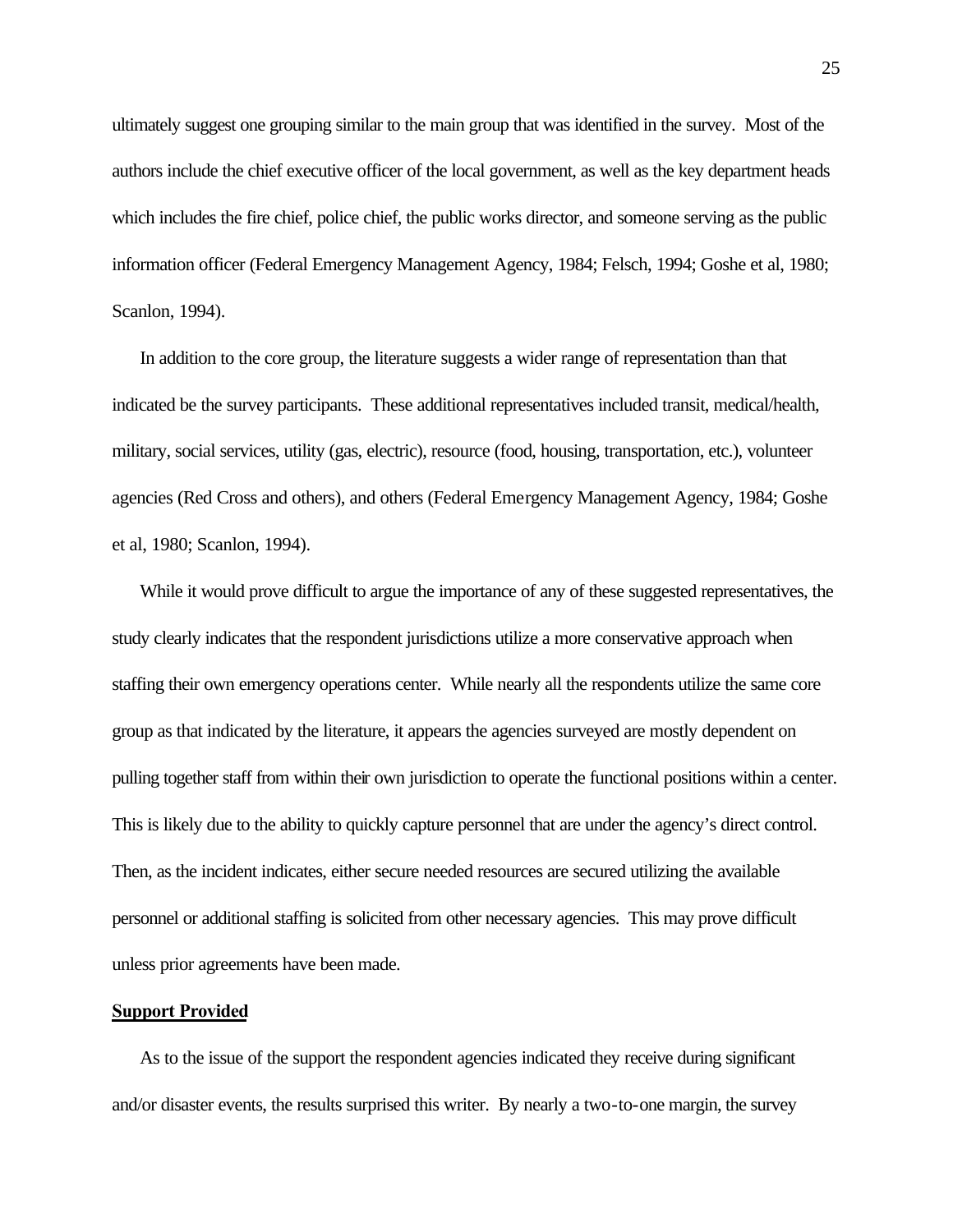ultimately suggest one grouping similar to the main group that was identified in the survey. Most of the authors include the chief executive officer of the local government, as well as the key department heads which includes the fire chief, police chief, the public works director, and someone serving as the public information officer (Federal Emergency Management Agency, 1984; Felsch, 1994; Goshe et al, 1980; Scanlon, 1994).

In addition to the core group, the literature suggests a wider range of representation than that indicated be the survey participants. These additional representatives included transit, medical/health, military, social services, utility (gas, electric), resource (food, housing, transportation, etc.), volunteer agencies (Red Cross and others), and others (Federal Emergency Management Agency, 1984; Goshe et al, 1980; Scanlon, 1994).

While it would prove difficult to argue the importance of any of these suggested representatives, the study clearly indicates that the respondent jurisdictions utilize a more conservative approach when staffing their own emergency operations center. While nearly all the respondents utilize the same core group as that indicated by the literature, it appears the agencies surveyed are mostly dependent on pulling together staff from within their own jurisdiction to operate the functional positions within a center. This is likely due to the ability to quickly capture personnel that are under the agency's direct control. Then, as the incident indicates, either secure needed resources are secured utilizing the available personnel or additional staffing is solicited from other necessary agencies. This may prove difficult unless prior agreements have been made.

**Support Provided**

As to the issue of the support the respondent agencies indicated they receive during significant and/or disaster events, the results surprised this writer. By nearly a two-to-one margin, the survey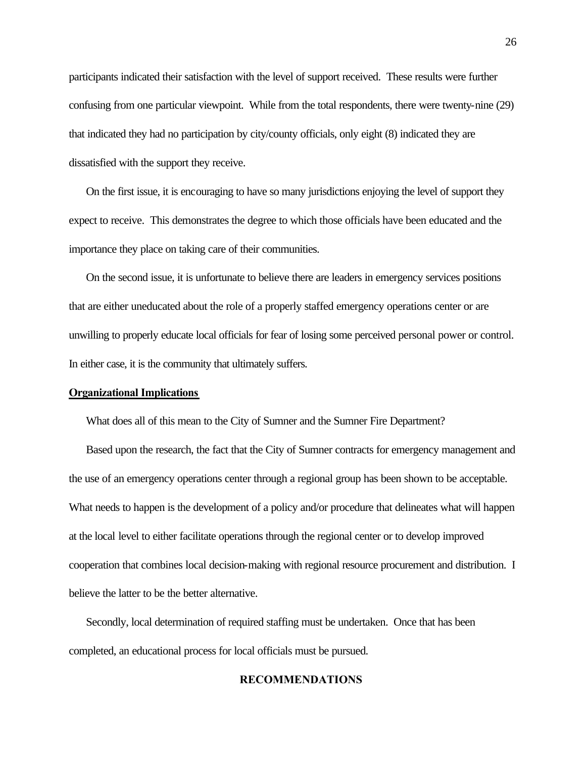participants indicated their satisfaction with the level of support received. These results were further confusing from one particular viewpoint. While from the total respondents, there were twenty-nine (29) that indicated they had no participation by city/county officials, only eight (8) indicated they are dissatisfied with the support they receive.

On the first issue, it is encouraging to have so many jurisdictions enjoying the level of support they expect to receive. This demonstrates the degree to which those officials have been educated and the importance they place on taking care of their communities.

On the second issue, it is unfortunate to believe there are leaders in emergency services positions that are either uneducated about the role of a properly staffed emergency operations center or are unwilling to properly educate local officials for fear of losing some perceived personal power or control. In either case, it is the community that ultimately suffers.

**Organizational Implications**

What does all of this mean to the City of Sumner and the Sumner Fire Department?

Based upon the research, the fact that the City of Sumner contracts for emergency management and the use of an emergency operations center through a regional group has been shown to be acceptable. What needs to happen is the development of a policy and/or procedure that delineates what will happen at the local level to either facilitate operations through the regional center or to develop improved cooperation that combines local decision-making with regional resource procurement and distribution. I believe the latter to be the better alternative.

Secondly, local determination of required staffing must be undertaken. Once that has been completed, an educational process for local officials must be pursued.

## RECOMMENDATIONS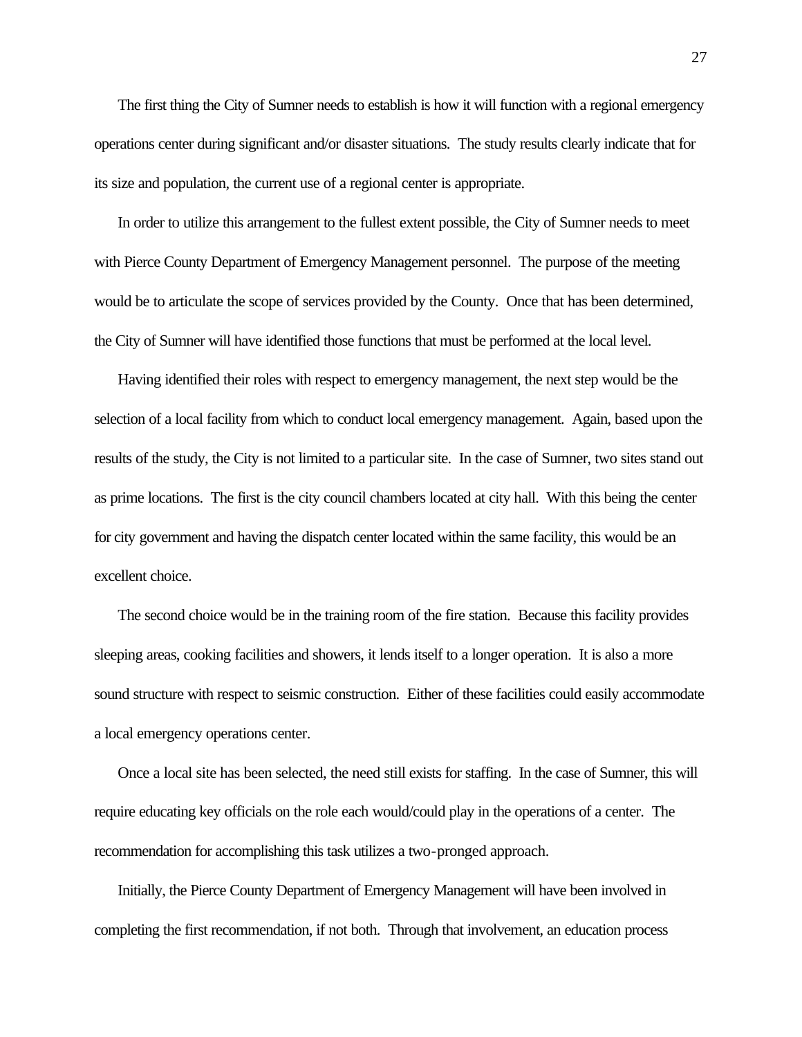The first thing the City of Sumner needs to establish is how it will function with a regional emergency operations center during significant and/or disaster situations. The study results clearly indicate that for its size and population, the current use of a regional center is appropriate.

In order to utilize this arrangement to the fullest extent possible, the City of Sumner needs to meet with Pierce County Department of Emergency Management personnel. The purpose of the meeting would be to articulate the scope of services provided by the County. Once that has been determined, the City of Sumner will have identified those functions that must be performed at the local level.

Having identified their roles with respect to emergency management, the next step would be the selection of a local facility from which to conduct local emergency management. Again, based upon the results of the study, the City is not limited to a particular site. In the case of Sumner, two sites stand out as prime locations. The first is the city council chambers located at city hall. With this being the center for city government and having the dispatch center located within the same facility, this would be an excellent choice.

The second choice would be in the training room of the fire station. Because this facility provides sleeping areas, cooking facilities and showers, it lends itself to a longer operation. It is also a more sound structure with respect to seismic construction. Either of these facilities could easily accommodate a local emergency operations center.

Once a local site has been selected, the need still exists for staffing. In the case of Sumner, this will require educating key officials on the role each would/could play in the operations of a center. The recommendation for accomplishing this task utilizes a two-pronged approach.

Initially, the Pierce County Department of Emergency Management will have been involved in completing the first recommendation, if not both. Through that involvement, an education process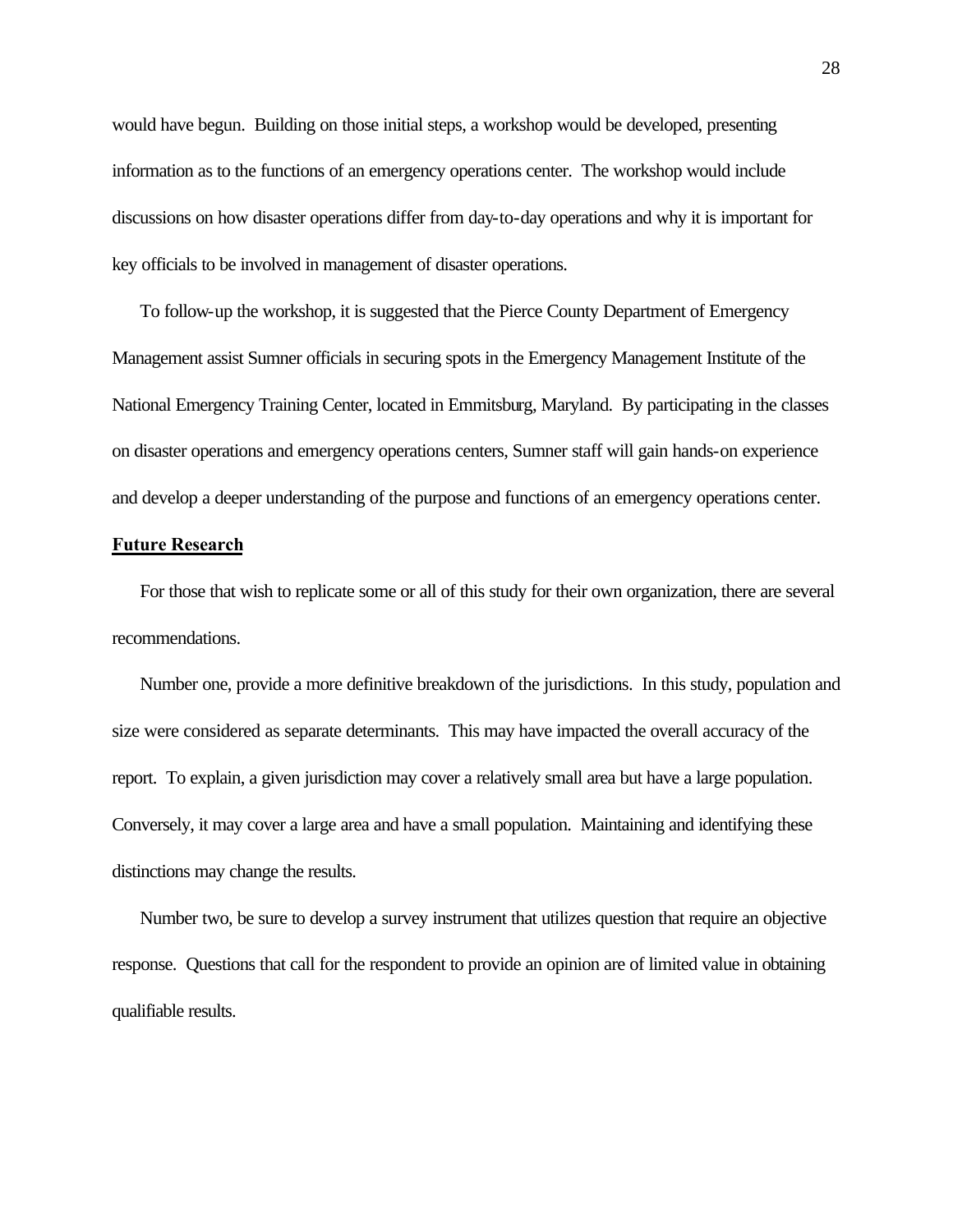would have begun. Building on those initial steps, a workshop would be developed, presenting information as to the functions of an emergency operations center. The workshop would include discussions on how disaster operations differ from day-to-day operations and why it is important for key officials to be involved in management of disaster operations.

To follow-up the workshop, it is suggested that the Pierce County Department of Emergency Management assist Sumner officials in securing spots in the Emergency Management Institute of the National Emergency Training Center, located in Emmitsburg, Maryland. By participating in the classes on disaster operations and emergency operations centers, Sumner staff will gain hands-on experience and develop a deeper understanding of the purpose and functions of an emergency operations center.

**Future Research**

For those that wish to replicate some or all of this study for their own organization, there are several recommendations.

Number one, provide a more definitive breakdown of the jurisdictions. In this study, population and size were considered as separate determinants. This may have impacted the overall accuracy of the report. To explain, a given jurisdiction may cover a relatively small area but have a large population. Conversely, it may cover a large area and have a small population. Maintaining and identifying these distinctions may change the results.

Number two, be sure to develop a survey instrument that utilizes question that require an objective response. Questions that call for the respondent to provide an opinion are of limited value in obtaining qualifiable results.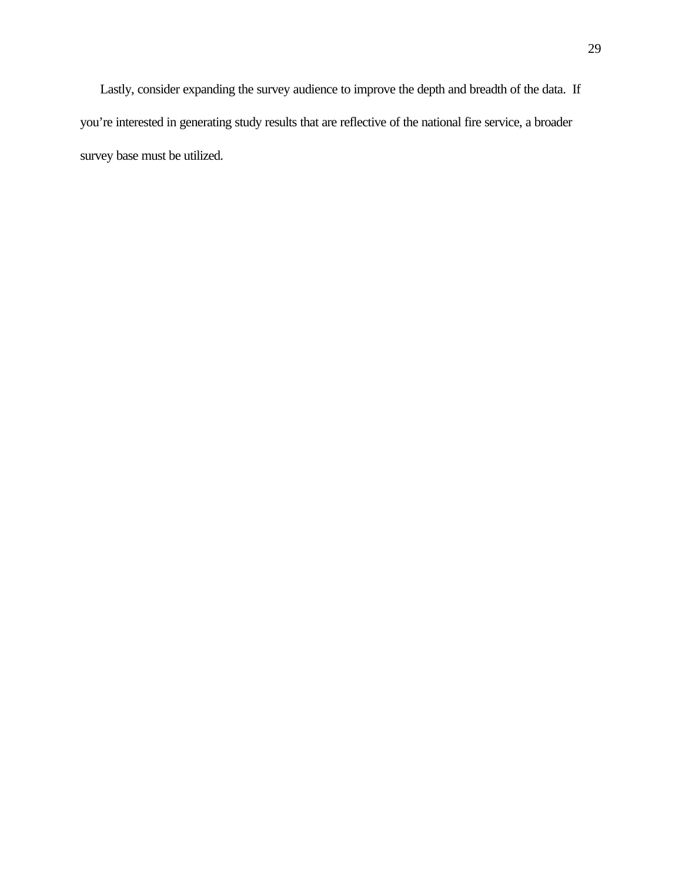Lastly, consider expanding the survey audience to improve the depth and breadth of the data. If you're interested in generating study results that are reflective of the national fire service, a broader survey base must be utilized.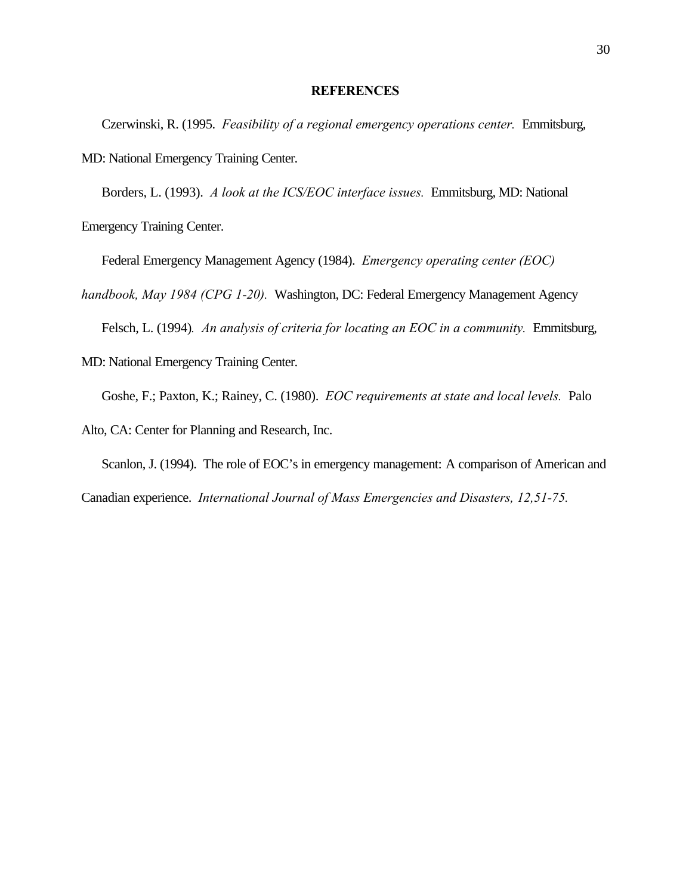**REFERENCES**

Czerwinski, R. (1995. *Feasibility of a regional emergency operations center.* Emmitsburg, MD: National Emergency Training Center.

Borders, L. (1993). *A look at the ICS/EOC interface issues.* Emmitsburg, MD: National Emergency Training Center.

Federal Emergency Management Agency (1984). *Emergency operating center (EOC) handbook, May 1984 (CPG 1-20).* Washington, DC: Federal Emergency Management Agency

Felsch, L. (1994). *An analysis of criteria for locating an EOC in a community.* Emmitsburg, MD: National Emergency Training Center.

Goshe, F.; Paxton, K.; Rainey, C. (1980). *EOC requirements at state and local levels.* Palo Alto, CA: Center for Planning and Research, Inc.

Scanlon, J. (1994). The role of EOC's in emergency management: A comparison of American and Canadian experience. *International Journal of Mass Emergencies and Disasters, 12,51-75.*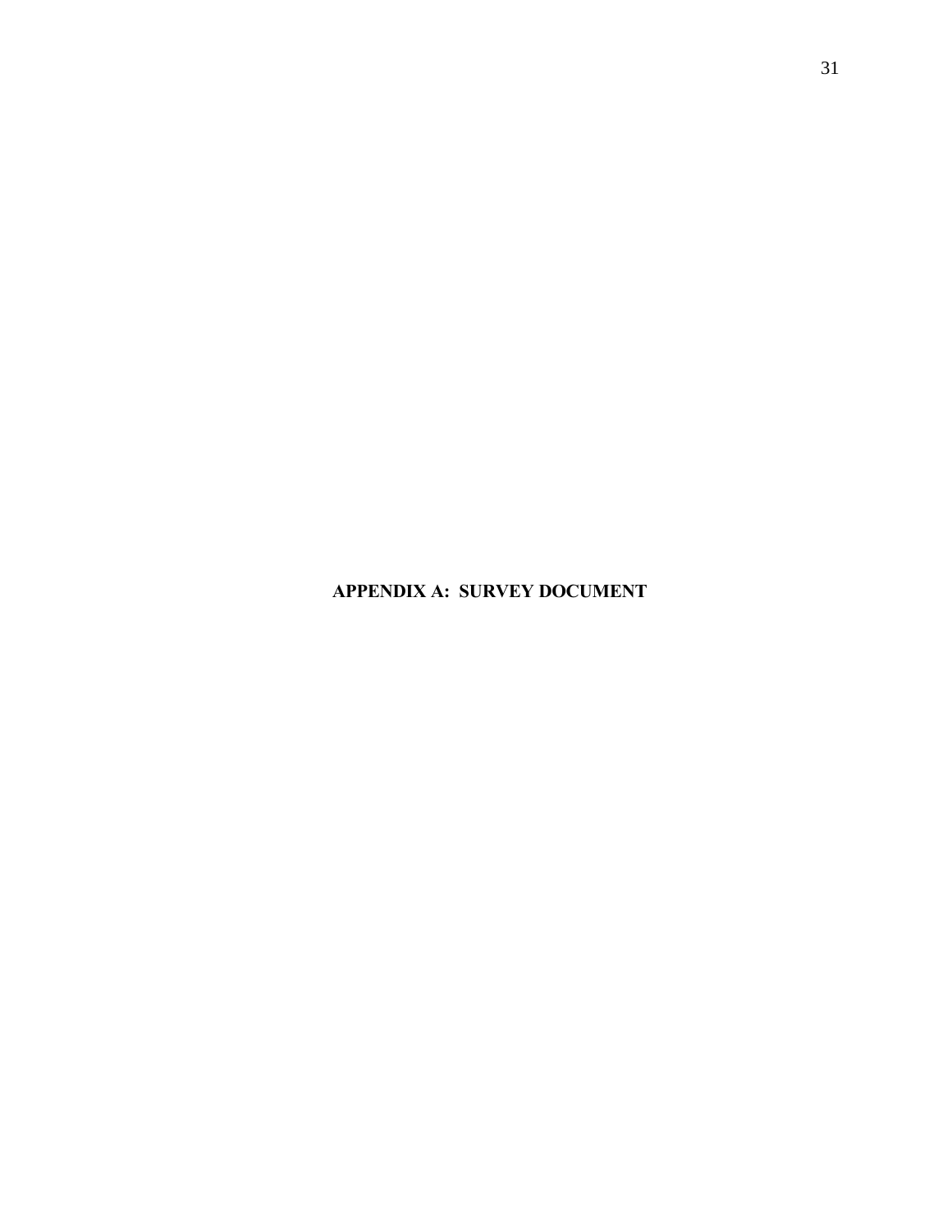# APPENDIX A: SURVEY DOCUMENT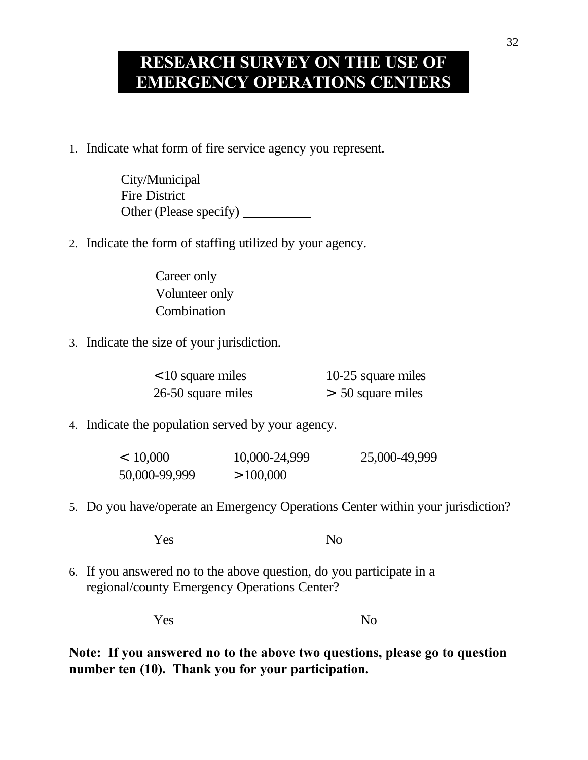# RESEARCH SURVEY ON THE USE OF EMERGENCY OPERATIONS CENTERS

1. Indicate what form of fire service agency you represent.

   City/Municipal
   Fire District
   Other (Please specify) __________

2. Indicate the form of staffing utilized by your agency.

   Career only
   Volunteer only
   Combination

3. Indicate the size of your jurisdiction.

   <10 square miles　　　10-25 square miles
   26-50 square miles　　　> 50 square miles

4. Indicate the population served by your agency.

   < 10,000　　　10,000-24,999　　　25,000-49,999
   50,000-99,999　　　>100,000

5. Do you have/operate an Emergency Operations Center within your jurisdiction?

   Yes　　　No

6. If you answered no to the above question, do you participate in a regional/county Emergency Operations Center?

   Yes　　　No

**Note: If you answered no to the above two questions, please go to question number ten (10). Thank you for your participation.**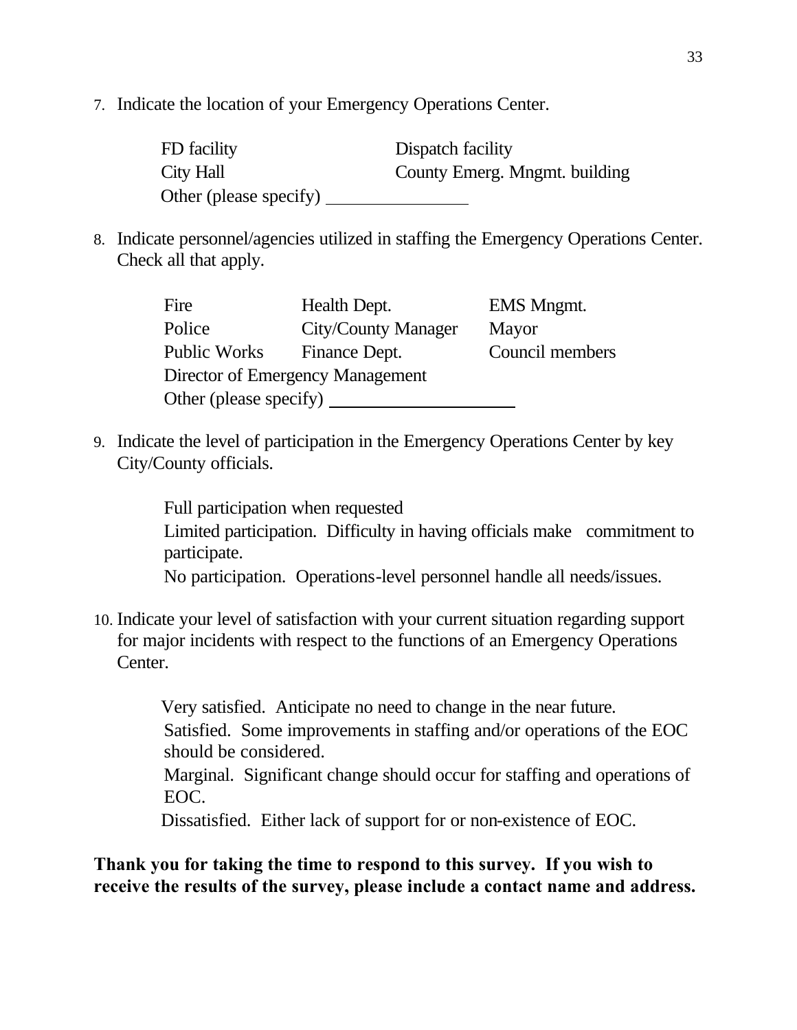7. Indicate the location of your Emergency Operations Center.

   FD facility　　　　　　　Dispatch facility
   City Hall　　　　　　　　County Emerg. Mngmt. building
   Other (please specify) ________________

8. Indicate personnel/agencies utilized in staffing the Emergency Operations Center. Check all that apply.

| | | |
|---|---|---|
| Fire | Health Dept. | EMS Mngmt. |
| Police | City/County Manager | Mayor |
| Public Works | Finance Dept. | Council members |
| Director of Emergency Management | | |
| Other (please specify) ____________________ | | |

9. Indicate the level of participation in the Emergency Operations Center by key City/County officials.

   Full participation when requested
   Limited participation. Difficulty in having officials make commitment to participate.
   No participation. Operations-level personnel handle all needs/issues.

10. Indicate your level of satisfaction with your current situation regarding support for major incidents with respect to the functions of an Emergency Operations Center.

   Very satisfied. Anticipate no need to change in the near future.
   Satisfied. Some improvements in staffing and/or operations of the EOC should be considered.
   Marginal. Significant change should occur for staffing and operations of EOC.
   Dissatisfied. Either lack of support for or non-existence of EOC.

**Thank you for taking the time to respond to this survey. If you wish to receive the results of the survey, please include a contact name and address.**